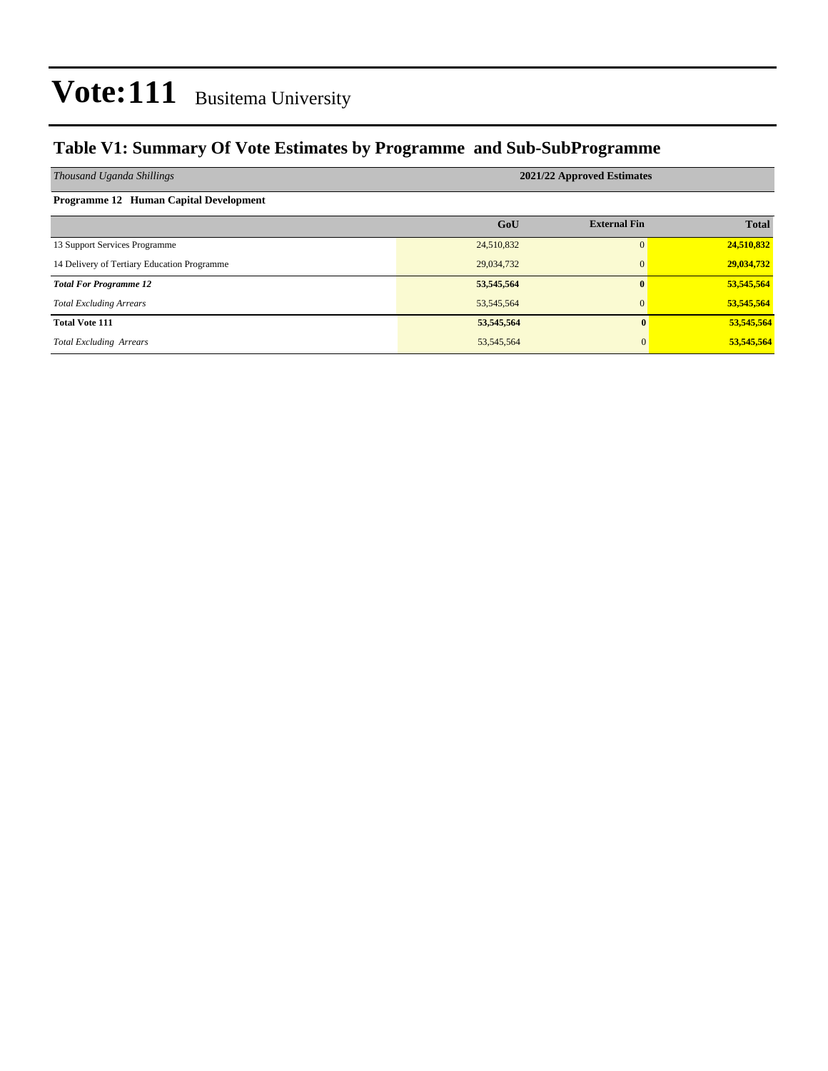# Vote:111 Busitema University

## Table V1: Summary Of Vote Estimates by Programme and Sub-SubProgramme

| *Thousand Uganda Shillings* | 2021/22 Approved Estimates | | |
|---|---|---|---|
| **Programme 12 Human Capital Development** | | | |
| | **GoU** | **External Fin** | **Total** |
| 13 Support Services Programme | 24,510,832 | 0 | **24,510,832** |
| 14 Delivery of Tertiary Education Programme | 29,034,732 | 0 | **29,034,732** |
| ***Total For Programme 12*** | **53,545,564** | **0** | **53,545,564** |
| *Total Excluding Arrears* | 53,545,564 | 0 | **53,545,564** |
| **Total Vote 111** | **53,545,564** | **0** | **53,545,564** |
| *Total Excluding Arrears* | 53,545,564 | 0 | **53,545,564** |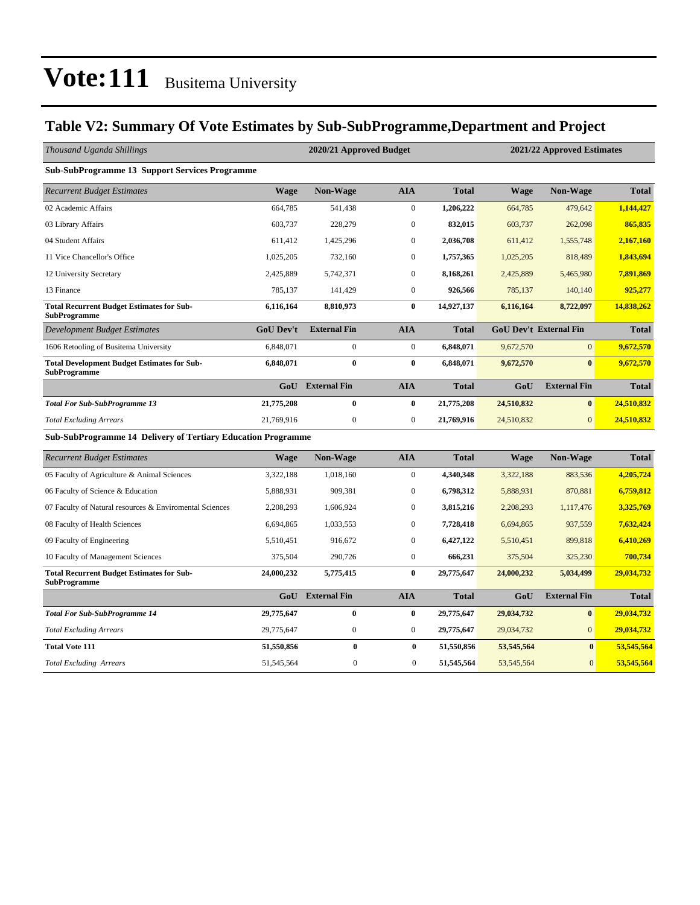# Vote:111 Busitema University

## Table V2: Summary Of Vote Estimates by Sub-SubProgramme,Department and Project

| *Thousand Uganda Shillings* | 2020/21 Approved Budget | | | | 2021/22 Approved Estimates | | |
|---|---|---|---|---|---|---|---|
| **Sub-SubProgramme 13 Support Services Programme** | | | | | | | |
| *Recurrent Budget Estimates* | **Wage** | **Non-Wage** | **AIA** | **Total** | **Wage** | **Non-Wage** | **Total** |
| 02 Academic Affairs | 664,785 | 541,438 | 0 | **1,206,222** | 664,785 | 479,642 | **1,144,427** |
| 03 Library Affairs | 603,737 | 228,279 | 0 | **832,015** | 603,737 | 262,098 | **865,835** |
| 04 Student Affairs | 611,412 | 1,425,296 | 0 | **2,036,708** | 611,412 | 1,555,748 | **2,167,160** |
| 11 Vice Chancellor's Office | 1,025,205 | 732,160 | 0 | **1,757,365** | 1,025,205 | 818,489 | **1,843,694** |
| 12 University Secretary | 2,425,889 | 5,742,371 | 0 | **8,168,261** | 2,425,889 | 5,465,980 | **7,891,869** |
| 13 Finance | 785,137 | 141,429 | 0 | **926,566** | 785,137 | 140,140 | **925,277** |
| **Total Recurrent Budget Estimates for Sub-SubProgramme** | **6,116,164** | **8,810,973** | **0** | **14,927,137** | **6,116,164** | **8,722,097** | **14,838,262** |
| *Development Budget Estimates* | **GoU Dev't** | **External Fin** | **AIA** | **Total** | **GoU Dev't** | **External Fin** | **Total** |
| 1606 Retooling of Busitema University | 6,848,071 | 0 | 0 | **6,848,071** | 9,672,570 | 0 | **9,672,570** |
| **Total Development Budget Estimates for Sub-SubProgramme** | **6,848,071** | **0** | **0** | **6,848,071** | **9,672,570** | **0** | **9,672,570** |
| | **GoU** | **External Fin** | **AIA** | **Total** | **GoU** | **External Fin** | **Total** |
| ***Total For Sub-SubProgramme 13*** | **21,775,208** | **0** | **0** | **21,775,208** | **24,510,832** | **0** | **24,510,832** |
| *Total Excluding Arrears* | 21,769,916 | 0 | 0 | **21,769,916** | 24,510,832 | 0 | **24,510,832** |
| **Sub-SubProgramme 14 Delivery of Tertiary Education Programme** | | | | | | | |
| *Recurrent Budget Estimates* | **Wage** | **Non-Wage** | **AIA** | **Total** | **Wage** | **Non-Wage** | **Total** |
| 05 Faculty of Agriculture & Animal Sciences | 3,322,188 | 1,018,160 | 0 | **4,340,348** | 3,322,188 | 883,536 | **4,205,724** |
| 06 Faculty of Science & Education | 5,888,931 | 909,381 | 0 | **6,798,312** | 5,888,931 | 870,881 | **6,759,812** |
| 07 Faculty of Natural resources & Enviromental Sciences | 2,208,293 | 1,606,924 | 0 | **3,815,216** | 2,208,293 | 1,117,476 | **3,325,769** |
| 08 Faculty of Health Sciences | 6,694,865 | 1,033,553 | 0 | **7,728,418** | 6,694,865 | 937,559 | **7,632,424** |
| 09 Faculty of Engineering | 5,510,451 | 916,672 | 0 | **6,427,122** | 5,510,451 | 899,818 | **6,410,269** |
| 10 Faculty of Management Sciences | 375,504 | 290,726 | 0 | **666,231** | 375,504 | 325,230 | **700,734** |
| **Total Recurrent Budget Estimates for Sub-SubProgramme** | **24,000,232** | **5,775,415** | **0** | **29,775,647** | **24,000,232** | **5,034,499** | **29,034,732** |
| | **GoU** | **External Fin** | **AIA** | **Total** | **GoU** | **External Fin** | **Total** |
| ***Total For Sub-SubProgramme 14*** | **29,775,647** | **0** | **0** | **29,775,647** | **29,034,732** | **0** | **29,034,732** |
| *Total Excluding Arrears* | 29,775,647 | 0 | 0 | **29,775,647** | 29,034,732 | 0 | **29,034,732** |
| **Total Vote 111** | **51,550,856** | **0** | **0** | **51,550,856** | **53,545,564** | **0** | **53,545,564** |
| *Total Excluding Arrears* | 51,545,564 | 0 | 0 | **51,545,564** | 53,545,564 | 0 | **53,545,564** |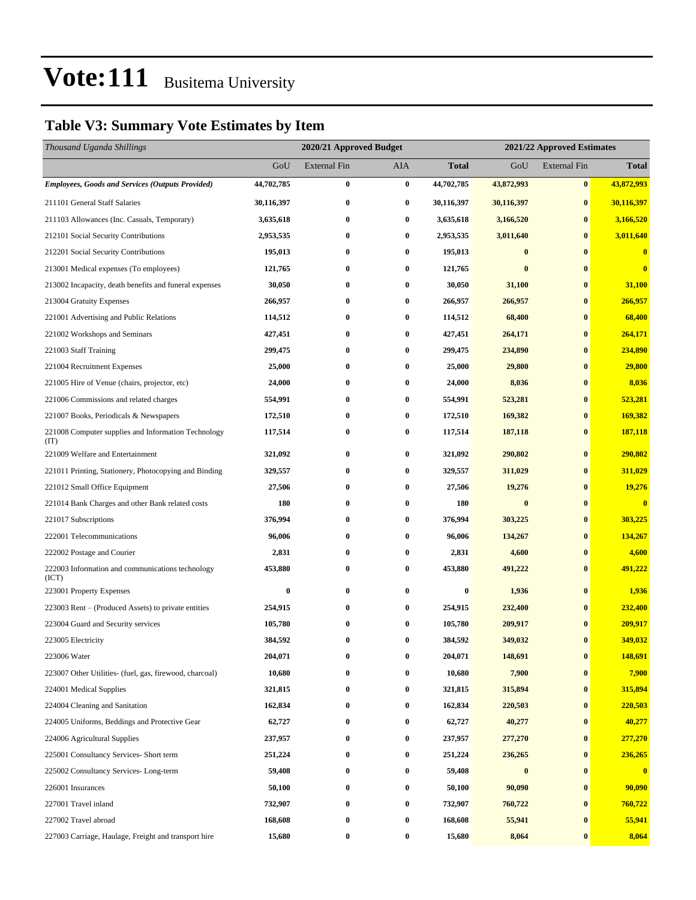# Vote:111 Busitema University

## Table V3: Summary Vote Estimates by Item

| *Thousand Uganda Shillings* | 2020/21 Approved Budget | | | | 2021/22 Approved Estimates | | |
|---|---|---|---|---|---|---|---|
| | GoU | External Fin | AIA | **Total** | GoU | External Fin | **Total** |
| ***Employees, Goods and Services (Outputs Provided)*** | **44,702,785** | **0** | **0** | **44,702,785** | **43,872,993** | **0** | **43,872,993** |
| 211101 General Staff Salaries | **30,116,397** | **0** | **0** | **30,116,397** | **30,116,397** | **0** | **30,116,397** |
| 211103 Allowances (Inc. Casuals, Temporary) | **3,635,618** | **0** | **0** | **3,635,618** | **3,166,520** | **0** | **3,166,520** |
| 212101 Social Security Contributions | **2,953,535** | **0** | **0** | **2,953,535** | **3,011,640** | **0** | **3,011,640** |
| 212201 Social Security Contributions | **195,013** | **0** | **0** | **195,013** | **0** | **0** | **0** |
| 213001 Medical expenses (To employees) | **121,765** | **0** | **0** | **121,765** | **0** | **0** | **0** |
| 213002 Incapacity, death benefits and funeral expenses | **30,050** | **0** | **0** | **30,050** | **31,100** | **0** | **31,100** |
| 213004 Gratuity Expenses | **266,957** | **0** | **0** | **266,957** | **266,957** | **0** | **266,957** |
| 221001 Advertising and Public Relations | **114,512** | **0** | **0** | **114,512** | **68,400** | **0** | **68,400** |
| 221002 Workshops and Seminars | **427,451** | **0** | **0** | **427,451** | **264,171** | **0** | **264,171** |
| 221003 Staff Training | **299,475** | **0** | **0** | **299,475** | **234,890** | **0** | **234,890** |
| 221004 Recruitment Expenses | **25,000** | **0** | **0** | **25,000** | **29,800** | **0** | **29,800** |
| 221005 Hire of Venue (chairs, projector, etc) | **24,000** | **0** | **0** | **24,000** | **8,036** | **0** | **8,036** |
| 221006 Commissions and related charges | **554,991** | **0** | **0** | **554,991** | **523,281** | **0** | **523,281** |
| 221007 Books, Periodicals & Newspapers | **172,510** | **0** | **0** | **172,510** | **169,382** | **0** | **169,382** |
| 221008 Computer supplies and Information Technology (IT) | **117,514** | **0** | **0** | **117,514** | **187,118** | **0** | **187,118** |
| 221009 Welfare and Entertainment | **321,092** | **0** | **0** | **321,092** | **290,802** | **0** | **290,802** |
| 221011 Printing, Stationery, Photocopying and Binding | **329,557** | **0** | **0** | **329,557** | **311,029** | **0** | **311,029** |
| 221012 Small Office Equipment | **27,506** | **0** | **0** | **27,506** | **19,276** | **0** | **19,276** |
| 221014 Bank Charges and other Bank related costs | **180** | **0** | **0** | **180** | **0** | **0** | **0** |
| 221017 Subscriptions | **376,994** | **0** | **0** | **376,994** | **303,225** | **0** | **303,225** |
| 222001 Telecommunications | **96,006** | **0** | **0** | **96,006** | **134,267** | **0** | **134,267** |
| 222002 Postage and Courier | **2,831** | **0** | **0** | **2,831** | **4,600** | **0** | **4,600** |
| 222003 Information and communications technology (ICT) | **453,880** | **0** | **0** | **453,880** | **491,222** | **0** | **491,222** |
| 223001 Property Expenses | **0** | **0** | **0** | **0** | **1,936** | **0** | **1,936** |
| 223003 Rent – (Produced Assets) to private entities | **254,915** | **0** | **0** | **254,915** | **232,400** | **0** | **232,400** |
| 223004 Guard and Security services | **105,780** | **0** | **0** | **105,780** | **209,917** | **0** | **209,917** |
| 223005 Electricity | **384,592** | **0** | **0** | **384,592** | **349,032** | **0** | **349,032** |
| 223006 Water | **204,071** | **0** | **0** | **204,071** | **148,691** | **0** | **148,691** |
| 223007 Other Utilities- (fuel, gas, firewood, charcoal) | **10,680** | **0** | **0** | **10,680** | **7,900** | **0** | **7,900** |
| 224001 Medical Supplies | **321,815** | **0** | **0** | **321,815** | **315,894** | **0** | **315,894** |
| 224004 Cleaning and Sanitation | **162,834** | **0** | **0** | **162,834** | **220,503** | **0** | **220,503** |
| 224005 Uniforms, Beddings and Protective Gear | **62,727** | **0** | **0** | **62,727** | **40,277** | **0** | **40,277** |
| 224006 Agricultural Supplies | **237,957** | **0** | **0** | **237,957** | **277,270** | **0** | **277,270** |
| 225001 Consultancy Services- Short term | **251,224** | **0** | **0** | **251,224** | **236,265** | **0** | **236,265** |
| 225002 Consultancy Services- Long-term | **59,408** | **0** | **0** | **59,408** | **0** | **0** | **0** |
| 226001 Insurances | **50,100** | **0** | **0** | **50,100** | **90,090** | **0** | **90,090** |
| 227001 Travel inland | **732,907** | **0** | **0** | **732,907** | **760,722** | **0** | **760,722** |
| 227002 Travel abroad | **168,608** | **0** | **0** | **168,608** | **55,941** | **0** | **55,941** |
| 227003 Carriage, Haulage, Freight and transport hire | **15,680** | **0** | **0** | **15,680** | **8,064** | **0** | **8,064** |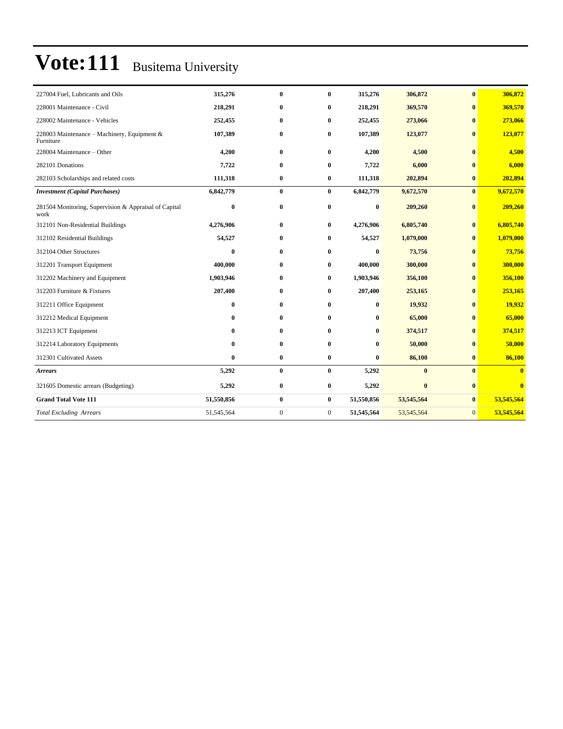# Vote:111 Busitema University

| | | | | | | | |
|---|---|---|---|---|---|---|---|
| 227004 Fuel, Lubricants and Oils | **315,276** | **0** | **0** | **315,276** | **306,872** | **0** | **306,872** |
| 228001 Maintenance - Civil | **218,291** | **0** | **0** | **218,291** | **369,570** | **0** | **369,570** |
| 228002 Maintenance - Vehicles | **252,455** | **0** | **0** | **252,455** | **273,066** | **0** | **273,066** |
| 228003 Maintenance – Machinery, Equipment & Furniture | **107,389** | **0** | **0** | **107,389** | **123,077** | **0** | **123,077** |
| 228004 Maintenance – Other | **4,200** | **0** | **0** | **4,200** | **4,500** | **0** | **4,500** |
| 282101 Donations | **7,722** | **0** | **0** | **7,722** | **6,000** | **0** | **6,000** |
| 282103 Scholarships and related costs | **111,318** | **0** | **0** | **111,318** | **202,894** | **0** | **202,894** |
| ***Investment (Capital Purchases)*** | **6,842,779** | **0** | **0** | **6,842,779** | **9,672,570** | **0** | **9,672,570** |
| 281504 Monitoring, Supervision & Appraisal of Capital work | **0** | **0** | **0** | **0** | **209,260** | **0** | **209,260** |
| 312101 Non-Residential Buildings | **4,276,906** | **0** | **0** | **4,276,906** | **6,805,740** | **0** | **6,805,740** |
| 312102 Residential Buildings | **54,527** | **0** | **0** | **54,527** | **1,079,000** | **0** | **1,079,000** |
| 312104 Other Structures | **0** | **0** | **0** | **0** | **73,756** | **0** | **73,756** |
| 312201 Transport Equipment | **400,000** | **0** | **0** | **400,000** | **300,000** | **0** | **300,000** |
| 312202 Machinery and Equipment | **1,903,946** | **0** | **0** | **1,903,946** | **356,100** | **0** | **356,100** |
| 312203 Furniture & Fixtures | **207,400** | **0** | **0** | **207,400** | **253,165** | **0** | **253,165** |
| 312211 Office Equipment | **0** | **0** | **0** | **0** | **19,932** | **0** | **19,932** |
| 312212 Medical Equipment | **0** | **0** | **0** | **0** | **65,000** | **0** | **65,000** |
| 312213 ICT Equipment | **0** | **0** | **0** | **0** | **374,517** | **0** | **374,517** |
| 312214 Laboratory Equipments | **0** | **0** | **0** | **0** | **50,000** | **0** | **50,000** |
| 312301 Cultivated Assets | **0** | **0** | **0** | **0** | **86,100** | **0** | **86,100** |
| ***Arrears*** | **5,292** | **0** | **0** | **5,292** | **0** | **0** | **0** |
| 321605 Domestic arrears (Budgeting) | **5,292** | **0** | **0** | **5,292** | **0** | **0** | **0** |
| **Grand Total Vote 111** | **51,550,856** | **0** | **0** | **51,550,856** | **53,545,564** | **0** | **53,545,564** |
| *Total Excluding Arrears* | 51,545,564 | 0 | 0 | **51,545,564** | 53,545,564 | 0 | **53,545,564** |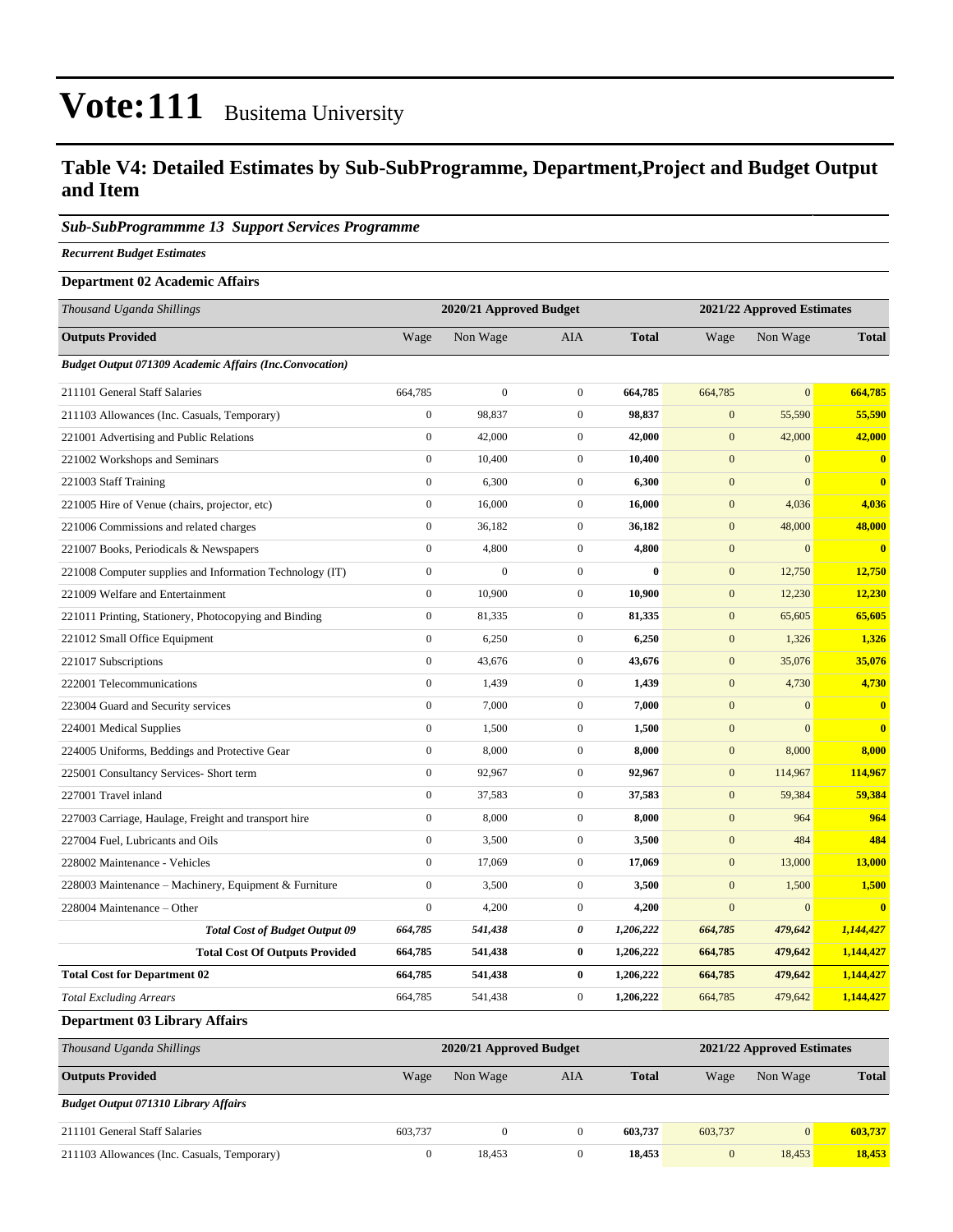# Vote:111 Busitema University

## Table V4: Detailed Estimates by Sub-SubProgramme, Department,Project and Budget Output and Item

### *Sub-SubProgrammme 13 Support Services Programme*

*Recurrent Budget Estimates*

**Department 02 Academic Affairs**

| *Thousand Uganda Shillings* | 2020/21 Approved Budget | | | | 2021/22 Approved Estimates | | |
|---|---|---|---|---|---|---|---|
| **Outputs Provided** | Wage | Non Wage | AIA | **Total** | Wage | Non Wage | **Total** |
| ***Budget Output 071309 Academic Affairs (Inc.Convocation)*** | | | | | | | |
| 211101 General Staff Salaries | 664,785 | 0 | 0 | **664,785** | 664,785 | 0 | **664,785** |
| 211103 Allowances (Inc. Casuals, Temporary) | 0 | 98,837 | 0 | **98,837** | 0 | 55,590 | **55,590** |
| 221001 Advertising and Public Relations | 0 | 42,000 | 0 | **42,000** | 0 | 42,000 | **42,000** |
| 221002 Workshops and Seminars | 0 | 10,400 | 0 | **10,400** | 0 | 0 | **0** |
| 221003 Staff Training | 0 | 6,300 | 0 | **6,300** | 0 | 0 | **0** |
| 221005 Hire of Venue (chairs, projector, etc) | 0 | 16,000 | 0 | **16,000** | 0 | 4,036 | **4,036** |
| 221006 Commissions and related charges | 0 | 36,182 | 0 | **36,182** | 0 | 48,000 | **48,000** |
| 221007 Books, Periodicals & Newspapers | 0 | 4,800 | 0 | **4,800** | 0 | 0 | **0** |
| 221008 Computer supplies and Information Technology (IT) | 0 | 0 | 0 | **0** | 0 | 12,750 | **12,750** |
| 221009 Welfare and Entertainment | 0 | 10,900 | 0 | **10,900** | 0 | 12,230 | **12,230** |
| 221011 Printing, Stationery, Photocopying and Binding | 0 | 81,335 | 0 | **81,335** | 0 | 65,605 | **65,605** |
| 221012 Small Office Equipment | 0 | 6,250 | 0 | **6,250** | 0 | 1,326 | **1,326** |
| 221017 Subscriptions | 0 | 43,676 | 0 | **43,676** | 0 | 35,076 | **35,076** |
| 222001 Telecommunications | 0 | 1,439 | 0 | **1,439** | 0 | 4,730 | **4,730** |
| 223004 Guard and Security services | 0 | 7,000 | 0 | **7,000** | 0 | 0 | **0** |
| 224001 Medical Supplies | 0 | 1,500 | 0 | **1,500** | 0 | 0 | **0** |
| 224005 Uniforms, Beddings and Protective Gear | 0 | 8,000 | 0 | **8,000** | 0 | 8,000 | **8,000** |
| 225001 Consultancy Services- Short term | 0 | 92,967 | 0 | **92,967** | 0 | 114,967 | **114,967** |
| 227001 Travel inland | 0 | 37,583 | 0 | **37,583** | 0 | 59,384 | **59,384** |
| 227003 Carriage, Haulage, Freight and transport hire | 0 | 8,000 | 0 | **8,000** | 0 | 964 | **964** |
| 227004 Fuel, Lubricants and Oils | 0 | 3,500 | 0 | **3,500** | 0 | 484 | **484** |
| 228002 Maintenance - Vehicles | 0 | 17,069 | 0 | **17,069** | 0 | 13,000 | **13,000** |
| 228003 Maintenance – Machinery, Equipment & Furniture | 0 | 3,500 | 0 | **3,500** | 0 | 1,500 | **1,500** |
| 228004 Maintenance – Other | 0 | 4,200 | 0 | **4,200** | 0 | 0 | **0** |
| ***Total Cost of Budget Output 09*** | ***664,785*** | ***541,438*** | ***0*** | ***1,206,222*** | ***664,785*** | ***479,642*** | ***1,144,427*** |
| **Total Cost Of Outputs Provided** | **664,785** | **541,438** | **0** | **1,206,222** | **664,785** | **479,642** | **1,144,427** |
| **Total Cost for Department 02** | **664,785** | **541,438** | **0** | **1,206,222** | **664,785** | **479,642** | **1,144,427** |
| *Total Excluding Arrears* | 664,785 | 541,438 | 0 | **1,206,222** | 664,785 | 479,642 | **1,144,427** |

**Department 03 Library Affairs**

| *Thousand Uganda Shillings* | 2020/21 Approved Budget | | | | 2021/22 Approved Estimates | | |
|---|---|---|---|---|---|---|---|
| **Outputs Provided** | Wage | Non Wage | AIA | **Total** | Wage | Non Wage | **Total** |
| ***Budget Output 071310 Library Affairs*** | | | | | | | |
| 211101 General Staff Salaries | 603,737 | 0 | 0 | **603,737** | 603,737 | 0 | **603,737** |
| 211103 Allowances (Inc. Casuals, Temporary) | 0 | 18,453 | 0 | **18,453** | 0 | 18,453 | **18,453** |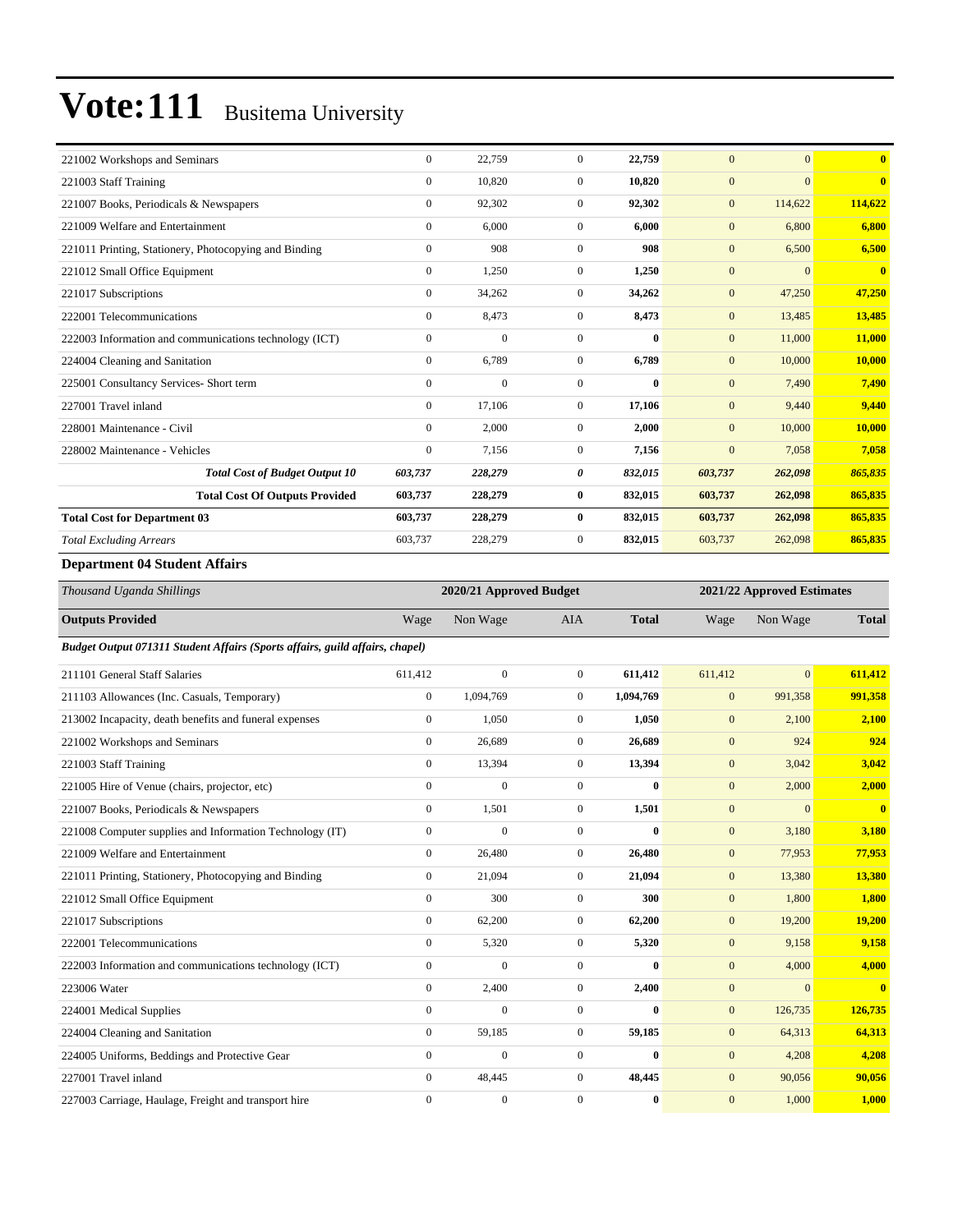# Vote:111 Busitema University

| | | | | | | | |
|---|---|---|---|---|---|---|---|
| 221002 Workshops and Seminars | 0 | 22,759 | 0 | 22,759 | 0 | 0 | 0 |
| 221003 Staff Training | 0 | 10,820 | 0 | 10,820 | 0 | 0 | 0 |
| 221007 Books, Periodicals & Newspapers | 0 | 92,302 | 0 | 92,302 | 0 | 114,622 | 114,622 |
| 221009 Welfare and Entertainment | 0 | 6,000 | 0 | 6,000 | 0 | 6,800 | 6,800 |
| 221011 Printing, Stationery, Photocopying and Binding | 0 | 908 | 0 | 908 | 0 | 6,500 | 6,500 |
| 221012 Small Office Equipment | 0 | 1,250 | 0 | 1,250 | 0 | 0 | 0 |
| 221017 Subscriptions | 0 | 34,262 | 0 | 34,262 | 0 | 47,250 | 47,250 |
| 222001 Telecommunications | 0 | 8,473 | 0 | 8,473 | 0 | 13,485 | 13,485 |
| 222003 Information and communications technology (ICT) | 0 | 0 | 0 | 0 | 0 | 11,000 | 11,000 |
| 224004 Cleaning and Sanitation | 0 | 6,789 | 0 | 6,789 | 0 | 10,000 | 10,000 |
| 225001 Consultancy Services- Short term | 0 | 0 | 0 | 0 | 0 | 7,490 | 7,490 |
| 227001 Travel inland | 0 | 17,106 | 0 | 17,106 | 0 | 9,440 | 9,440 |
| 228001 Maintenance - Civil | 0 | 2,000 | 0 | 2,000 | 0 | 10,000 | 10,000 |
| 228002 Maintenance - Vehicles | 0 | 7,156 | 0 | 7,156 | 0 | 7,058 | 7,058 |
| ***Total Cost of Budget Output 10*** | ***603,737*** | ***228,279*** | ***0*** | ***832,015*** | ***603,737*** | ***262,098*** | ***865,835*** |
| **Total Cost Of Outputs Provided** | **603,737** | **228,279** | **0** | **832,015** | **603,737** | **262,098** | **865,835** |
| **Total Cost for Department 03** | **603,737** | **228,279** | **0** | **832,015** | **603,737** | **262,098** | **865,835** |
| *Total Excluding Arrears* | 603,737 | 228,279 | 0 | 832,015 | 603,737 | 262,098 | 865,835 |

**Department 04 Student Affairs**

| *Thousand Uganda Shillings* | 2020/21 Approved Budget | | | | 2021/22 Approved Estimates | | |
|---|---|---|---|---|---|---|---|
| **Outputs Provided** | Wage | Non Wage | AIA | **Total** | Wage | Non Wage | **Total** |
| ***Budget Output 071311 Student Affairs (Sports affairs, guild affairs, chapel)*** | | | | | | | |
| 211101 General Staff Salaries | 611,412 | 0 | 0 | 611,412 | 611,412 | 0 | 611,412 |
| 211103 Allowances (Inc. Casuals, Temporary) | 0 | 1,094,769 | 0 | 1,094,769 | 0 | 991,358 | 991,358 |
| 213002 Incapacity, death benefits and funeral expenses | 0 | 1,050 | 0 | 1,050 | 0 | 2,100 | 2,100 |
| 221002 Workshops and Seminars | 0 | 26,689 | 0 | 26,689 | 0 | 924 | 924 |
| 221003 Staff Training | 0 | 13,394 | 0 | 13,394 | 0 | 3,042 | 3,042 |
| 221005 Hire of Venue (chairs, projector, etc) | 0 | 0 | 0 | 0 | 0 | 2,000 | 2,000 |
| 221007 Books, Periodicals & Newspapers | 0 | 1,501 | 0 | 1,501 | 0 | 0 | 0 |
| 221008 Computer supplies and Information Technology (IT) | 0 | 0 | 0 | 0 | 0 | 3,180 | 3,180 |
| 221009 Welfare and Entertainment | 0 | 26,480 | 0 | 26,480 | 0 | 77,953 | 77,953 |
| 221011 Printing, Stationery, Photocopying and Binding | 0 | 21,094 | 0 | 21,094 | 0 | 13,380 | 13,380 |
| 221012 Small Office Equipment | 0 | 300 | 0 | 300 | 0 | 1,800 | 1,800 |
| 221017 Subscriptions | 0 | 62,200 | 0 | 62,200 | 0 | 19,200 | 19,200 |
| 222001 Telecommunications | 0 | 5,320 | 0 | 5,320 | 0 | 9,158 | 9,158 |
| 222003 Information and communications technology (ICT) | 0 | 0 | 0 | 0 | 0 | 4,000 | 4,000 |
| 223006 Water | 0 | 2,400 | 0 | 2,400 | 0 | 0 | 0 |
| 224001 Medical Supplies | 0 | 0 | 0 | 0 | 0 | 126,735 | 126,735 |
| 224004 Cleaning and Sanitation | 0 | 59,185 | 0 | 59,185 | 0 | 64,313 | 64,313 |
| 224005 Uniforms, Beddings and Protective Gear | 0 | 0 | 0 | 0 | 0 | 4,208 | 4,208 |
| 227001 Travel inland | 0 | 48,445 | 0 | 48,445 | 0 | 90,056 | 90,056 |
| 227003 Carriage, Haulage, Freight and transport hire | 0 | 0 | 0 | 0 | 0 | 1,000 | 1,000 |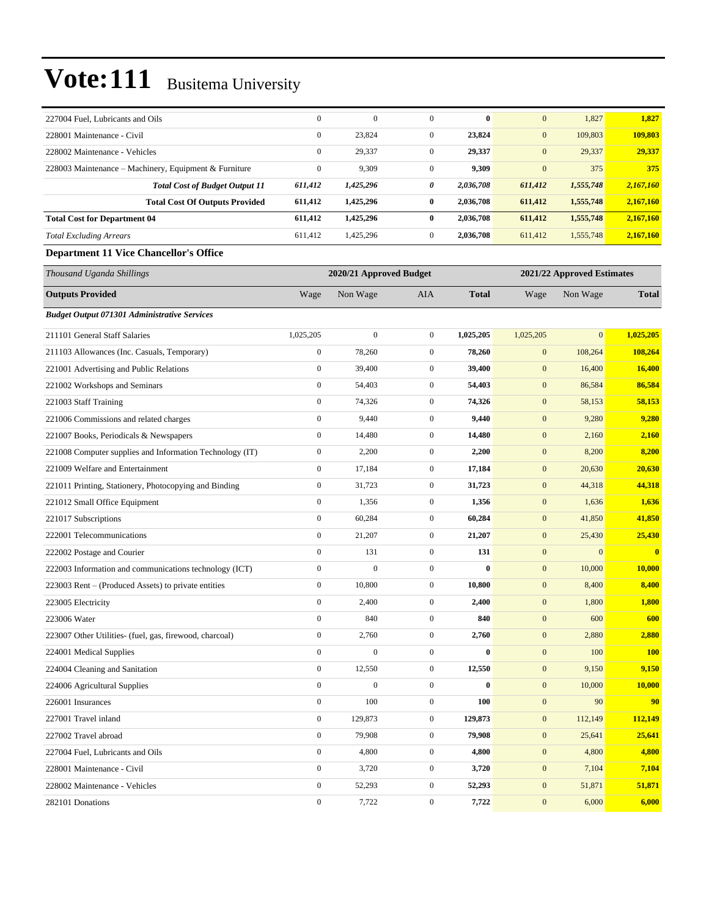# Vote:111 Busitema University

| | | | | | | | |
|---|---|---|---|---|---|---|---|
| 227004 Fuel, Lubricants and Oils | 0 | 0 | 0 | **0** | 0 | 1,827 | **1,827** |
| 228001 Maintenance - Civil | 0 | 23,824 | 0 | **23,824** | 0 | 109,803 | **109,803** |
| 228002 Maintenance - Vehicles | 0 | 29,337 | 0 | **29,337** | 0 | 29,337 | **29,337** |
| 228003 Maintenance – Machinery, Equipment & Furniture | 0 | 9,309 | 0 | **9,309** | 0 | 375 | **375** |
| ***Total Cost of Budget Output 11*** | ***611,412*** | ***1,425,296*** | ***0*** | ***2,036,708*** | ***611,412*** | ***1,555,748*** | ***2,167,160*** |
| **Total Cost Of Outputs Provided** | **611,412** | **1,425,296** | **0** | **2,036,708** | **611,412** | **1,555,748** | **2,167,160** |
| **Total Cost for Department 04** | **611,412** | **1,425,296** | **0** | **2,036,708** | **611,412** | **1,555,748** | **2,167,160** |
| *Total Excluding Arrears* | 611,412 | 1,425,296 | 0 | **2,036,708** | 611,412 | 1,555,748 | **2,167,160** |

### Department 11 Vice Chancellor's Office

| *Thousand Uganda Shillings* | 2020/21 Approved Budget | | | | 2021/22 Approved Estimates | | |
|---|---|---|---|---|---|---|---|
| **Outputs Provided** | Wage | Non Wage | AIA | **Total** | Wage | Non Wage | **Total** |
| ***Budget Output 071301 Administrative Services*** | | | | | | | |
| 211101 General Staff Salaries | 1,025,205 | 0 | 0 | **1,025,205** | 1,025,205 | 0 | **1,025,205** |
| 211103 Allowances (Inc. Casuals, Temporary) | 0 | 78,260 | 0 | **78,260** | 0 | 108,264 | **108,264** |
| 221001 Advertising and Public Relations | 0 | 39,400 | 0 | **39,400** | 0 | 16,400 | **16,400** |
| 221002 Workshops and Seminars | 0 | 54,403 | 0 | **54,403** | 0 | 86,584 | **86,584** |
| 221003 Staff Training | 0 | 74,326 | 0 | **74,326** | 0 | 58,153 | **58,153** |
| 221006 Commissions and related charges | 0 | 9,440 | 0 | **9,440** | 0 | 9,280 | **9,280** |
| 221007 Books, Periodicals & Newspapers | 0 | 14,480 | 0 | **14,480** | 0 | 2,160 | **2,160** |
| 221008 Computer supplies and Information Technology (IT) | 0 | 2,200 | 0 | **2,200** | 0 | 8,200 | **8,200** |
| 221009 Welfare and Entertainment | 0 | 17,184 | 0 | **17,184** | 0 | 20,630 | **20,630** |
| 221011 Printing, Stationery, Photocopying and Binding | 0 | 31,723 | 0 | **31,723** | 0 | 44,318 | **44,318** |
| 221012 Small Office Equipment | 0 | 1,356 | 0 | **1,356** | 0 | 1,636 | **1,636** |
| 221017 Subscriptions | 0 | 60,284 | 0 | **60,284** | 0 | 41,850 | **41,850** |
| 222001 Telecommunications | 0 | 21,207 | 0 | **21,207** | 0 | 25,430 | **25,430** |
| 222002 Postage and Courier | 0 | 131 | 0 | **131** | 0 | 0 | **0** |
| 222003 Information and communications technology (ICT) | 0 | 0 | 0 | **0** | 0 | 10,000 | **10,000** |
| 223003 Rent – (Produced Assets) to private entities | 0 | 10,800 | 0 | **10,800** | 0 | 8,400 | **8,400** |
| 223005 Electricity | 0 | 2,400 | 0 | **2,400** | 0 | 1,800 | **1,800** |
| 223006 Water | 0 | 840 | 0 | **840** | 0 | 600 | **600** |
| 223007 Other Utilities- (fuel, gas, firewood, charcoal) | 0 | 2,760 | 0 | **2,760** | 0 | 2,880 | **2,880** |
| 224001 Medical Supplies | 0 | 0 | 0 | **0** | 0 | 100 | **100** |
| 224004 Cleaning and Sanitation | 0 | 12,550 | 0 | **12,550** | 0 | 9,150 | **9,150** |
| 224006 Agricultural Supplies | 0 | 0 | 0 | **0** | 0 | 10,000 | **10,000** |
| 226001 Insurances | 0 | 100 | 0 | **100** | 0 | 90 | **90** |
| 227001 Travel inland | 0 | 129,873 | 0 | **129,873** | 0 | 112,149 | **112,149** |
| 227002 Travel abroad | 0 | 79,908 | 0 | **79,908** | 0 | 25,641 | **25,641** |
| 227004 Fuel, Lubricants and Oils | 0 | 4,800 | 0 | **4,800** | 0 | 4,800 | **4,800** |
| 228001 Maintenance - Civil | 0 | 3,720 | 0 | **3,720** | 0 | 7,104 | **7,104** |
| 228002 Maintenance - Vehicles | 0 | 52,293 | 0 | **52,293** | 0 | 51,871 | **51,871** |
| 282101 Donations | 0 | 7,722 | 0 | **7,722** | 0 | 6,000 | **6,000** |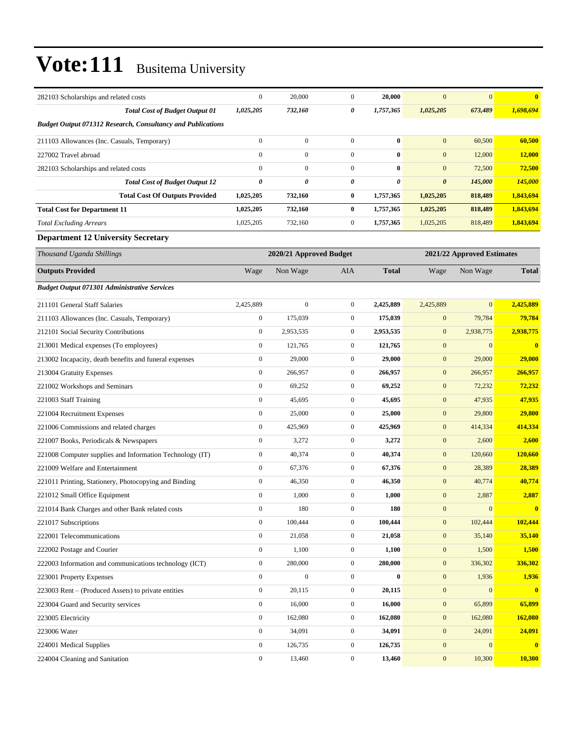# Vote:111 Busitema University

| | | | | | | | |
|---|---|---|---|---|---|---|---|
| 282103 Scholarships and related costs | 0 | 20,000 | 0 | **20,000** | 0 | 0 | **0** |
| ***Total Cost of Budget Output 01*** | ***1,025,205*** | ***732,160*** | ***0*** | ***1,757,365*** | ***1,025,205*** | ***673,489*** | ***1,698,694*** |
| ***Budget Output 071312 Research, Consultancy and Publications*** | | | | | | | |
| 211103 Allowances (Inc. Casuals, Temporary) | 0 | 0 | 0 | **0** | 0 | 60,500 | **60,500** |
| 227002 Travel abroad | 0 | 0 | 0 | **0** | 0 | 12,000 | **12,000** |
| 282103 Scholarships and related costs | 0 | 0 | 0 | **0** | 0 | 72,500 | **72,500** |
| ***Total Cost of Budget Output 12*** | ***0*** | ***0*** | ***0*** | ***0*** | ***0*** | ***145,000*** | ***145,000*** |
| **Total Cost Of Outputs Provided** | **1,025,205** | **732,160** | **0** | **1,757,365** | **1,025,205** | **818,489** | **1,843,694** |
| **Total Cost for Department 11** | **1,025,205** | **732,160** | **0** | **1,757,365** | **1,025,205** | **818,489** | **1,843,694** |
| *Total Excluding Arrears* | 1,025,205 | 732,160 | 0 | **1,757,365** | 1,025,205 | 818,489 | **1,843,694** |

### Department 12 University Secretary

| *Thousand Uganda Shillings* | | 2020/21 Approved Budget | | | | 2021/22 Approved Estimates | |
|---|---|---|---|---|---|---|---|
| **Outputs Provided** | Wage | Non Wage | AIA | **Total** | Wage | Non Wage | **Total** |
| ***Budget Output 071301 Administrative Services*** | | | | | | | |
| 211101 General Staff Salaries | 2,425,889 | 0 | 0 | **2,425,889** | 2,425,889 | 0 | **2,425,889** |
| 211103 Allowances (Inc. Casuals, Temporary) | 0 | 175,039 | 0 | **175,039** | 0 | 79,784 | **79,784** |
| 212101 Social Security Contributions | 0 | 2,953,535 | 0 | **2,953,535** | 0 | 2,938,775 | **2,938,775** |
| 213001 Medical expenses (To employees) | 0 | 121,765 | 0 | **121,765** | 0 | 0 | **0** |
| 213002 Incapacity, death benefits and funeral expenses | 0 | 29,000 | 0 | **29,000** | 0 | 29,000 | **29,000** |
| 213004 Gratuity Expenses | 0 | 266,957 | 0 | **266,957** | 0 | 266,957 | **266,957** |
| 221002 Workshops and Seminars | 0 | 69,252 | 0 | **69,252** | 0 | 72,232 | **72,232** |
| 221003 Staff Training | 0 | 45,695 | 0 | **45,695** | 0 | 47,935 | **47,935** |
| 221004 Recruitment Expenses | 0 | 25,000 | 0 | **25,000** | 0 | 29,800 | **29,800** |
| 221006 Commissions and related charges | 0 | 425,969 | 0 | **425,969** | 0 | 414,334 | **414,334** |
| 221007 Books, Periodicals & Newspapers | 0 | 3,272 | 0 | **3,272** | 0 | 2,600 | **2,600** |
| 221008 Computer supplies and Information Technology (IT) | 0 | 40,374 | 0 | **40,374** | 0 | 120,660 | **120,660** |
| 221009 Welfare and Entertainment | 0 | 67,376 | 0 | **67,376** | 0 | 28,389 | **28,389** |
| 221011 Printing, Stationery, Photocopying and Binding | 0 | 46,350 | 0 | **46,350** | 0 | 40,774 | **40,774** |
| 221012 Small Office Equipment | 0 | 1,000 | 0 | **1,000** | 0 | 2,887 | **2,887** |
| 221014 Bank Charges and other Bank related costs | 0 | 180 | 0 | **180** | 0 | 0 | **0** |
| 221017 Subscriptions | 0 | 100,444 | 0 | **100,444** | 0 | 102,444 | **102,444** |
| 222001 Telecommunications | 0 | 21,058 | 0 | **21,058** | 0 | 35,140 | **35,140** |
| 222002 Postage and Courier | 0 | 1,100 | 0 | **1,100** | 0 | 1,500 | **1,500** |
| 222003 Information and communications technology (ICT) | 0 | 280,000 | 0 | **280,000** | 0 | 336,302 | **336,302** |
| 223001 Property Expenses | 0 | 0 | 0 | **0** | 0 | 1,936 | **1,936** |
| 223003 Rent – (Produced Assets) to private entities | 0 | 20,115 | 0 | **20,115** | 0 | 0 | **0** |
| 223004 Guard and Security services | 0 | 16,000 | 0 | **16,000** | 0 | 65,899 | **65,899** |
| 223005 Electricity | 0 | 162,080 | 0 | **162,080** | 0 | 162,080 | **162,080** |
| 223006 Water | 0 | 34,091 | 0 | **34,091** | 0 | 24,091 | **24,091** |
| 224001 Medical Supplies | 0 | 126,735 | 0 | **126,735** | 0 | 0 | **0** |
| 224004 Cleaning and Sanitation | 0 | 13,460 | 0 | **13,460** | 0 | 10,300 | **10,300** |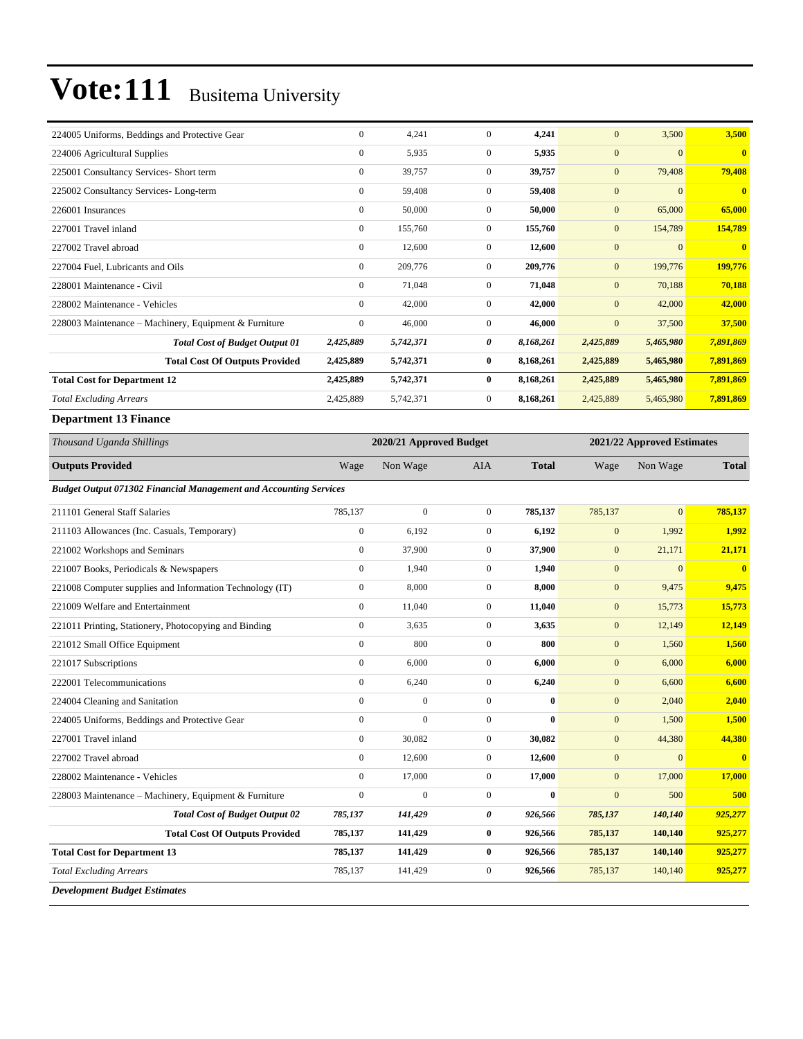# Vote:111 Busitema University

| | | | | | | | |
|---|---|---|---|---|---|---|---|
| 224005 Uniforms, Beddings and Protective Gear | 0 | 4,241 | 0 | **4,241** | 0 | 3,500 | **3,500** |
| 224006 Agricultural Supplies | 0 | 5,935 | 0 | **5,935** | 0 | 0 | **0** |
| 225001 Consultancy Services- Short term | 0 | 39,757 | 0 | **39,757** | 0 | 79,408 | **79,408** |
| 225002 Consultancy Services- Long-term | 0 | 59,408 | 0 | **59,408** | 0 | 0 | **0** |
| 226001 Insurances | 0 | 50,000 | 0 | **50,000** | 0 | 65,000 | **65,000** |
| 227001 Travel inland | 0 | 155,760 | 0 | **155,760** | 0 | 154,789 | **154,789** |
| 227002 Travel abroad | 0 | 12,600 | 0 | **12,600** | 0 | 0 | **0** |
| 227004 Fuel, Lubricants and Oils | 0 | 209,776 | 0 | **209,776** | 0 | 199,776 | **199,776** |
| 228001 Maintenance - Civil | 0 | 71,048 | 0 | **71,048** | 0 | 70,188 | **70,188** |
| 228002 Maintenance - Vehicles | 0 | 42,000 | 0 | **42,000** | 0 | 42,000 | **42,000** |
| 228003 Maintenance – Machinery, Equipment & Furniture | 0 | 46,000 | 0 | **46,000** | 0 | 37,500 | **37,500** |
| ***Total Cost of Budget Output 01*** | ***2,425,889*** | ***5,742,371*** | ***0*** | ***8,168,261*** | ***2,425,889*** | ***5,465,980*** | ***7,891,869*** |
| **Total Cost Of Outputs Provided** | **2,425,889** | **5,742,371** | **0** | **8,168,261** | **2,425,889** | **5,465,980** | **7,891,869** |
| **Total Cost for Department 12** | **2,425,889** | **5,742,371** | **0** | **8,168,261** | **2,425,889** | **5,465,980** | **7,891,869** |
| *Total Excluding Arrears* | 2,425,889 | 5,742,371 | 0 | **8,168,261** | 2,425,889 | 5,465,980 | **7,891,869** |

**Department 13 Finance**

| *Thousand Uganda Shillings* | | 2020/21 Approved Budget | | | | 2021/22 Approved Estimates | |
|---|---|---|---|---|---|---|---|
| **Outputs Provided** | Wage | Non Wage | AIA | **Total** | Wage | Non Wage | **Total** |
| ***Budget Output 071302 Financial Management and Accounting Services*** | | | | | | | |
| 211101 General Staff Salaries | 785,137 | 0 | 0 | **785,137** | 785,137 | 0 | **785,137** |
| 211103 Allowances (Inc. Casuals, Temporary) | 0 | 6,192 | 0 | **6,192** | 0 | 1,992 | **1,992** |
| 221002 Workshops and Seminars | 0 | 37,900 | 0 | **37,900** | 0 | 21,171 | **21,171** |
| 221007 Books, Periodicals & Newspapers | 0 | 1,940 | 0 | **1,940** | 0 | 0 | **0** |
| 221008 Computer supplies and Information Technology (IT) | 0 | 8,000 | 0 | **8,000** | 0 | 9,475 | **9,475** |
| 221009 Welfare and Entertainment | 0 | 11,040 | 0 | **11,040** | 0 | 15,773 | **15,773** |
| 221011 Printing, Stationery, Photocopying and Binding | 0 | 3,635 | 0 | **3,635** | 0 | 12,149 | **12,149** |
| 221012 Small Office Equipment | 0 | 800 | 0 | **800** | 0 | 1,560 | **1,560** |
| 221017 Subscriptions | 0 | 6,000 | 0 | **6,000** | 0 | 6,000 | **6,000** |
| 222001 Telecommunications | 0 | 6,240 | 0 | **6,240** | 0 | 6,600 | **6,600** |
| 224004 Cleaning and Sanitation | 0 | 0 | 0 | **0** | 0 | 2,040 | **2,040** |
| 224005 Uniforms, Beddings and Protective Gear | 0 | 0 | 0 | **0** | 0 | 1,500 | **1,500** |
| 227001 Travel inland | 0 | 30,082 | 0 | **30,082** | 0 | 44,380 | **44,380** |
| 227002 Travel abroad | 0 | 12,600 | 0 | **12,600** | 0 | 0 | **0** |
| 228002 Maintenance - Vehicles | 0 | 17,000 | 0 | **17,000** | 0 | 17,000 | **17,000** |
| 228003 Maintenance – Machinery, Equipment & Furniture | 0 | 0 | 0 | **0** | 0 | 500 | **500** |
| ***Total Cost of Budget Output 02*** | ***785,137*** | ***141,429*** | ***0*** | ***926,566*** | ***785,137*** | ***140,140*** | ***925,277*** |
| **Total Cost Of Outputs Provided** | **785,137** | **141,429** | **0** | **926,566** | **785,137** | **140,140** | **925,277** |
| **Total Cost for Department 13** | **785,137** | **141,429** | **0** | **926,566** | **785,137** | **140,140** | **925,277** |
| *Total Excluding Arrears* | 785,137 | 141,429 | 0 | **926,566** | 785,137 | 140,140 | **925,277** |

***Development Budget Estimates***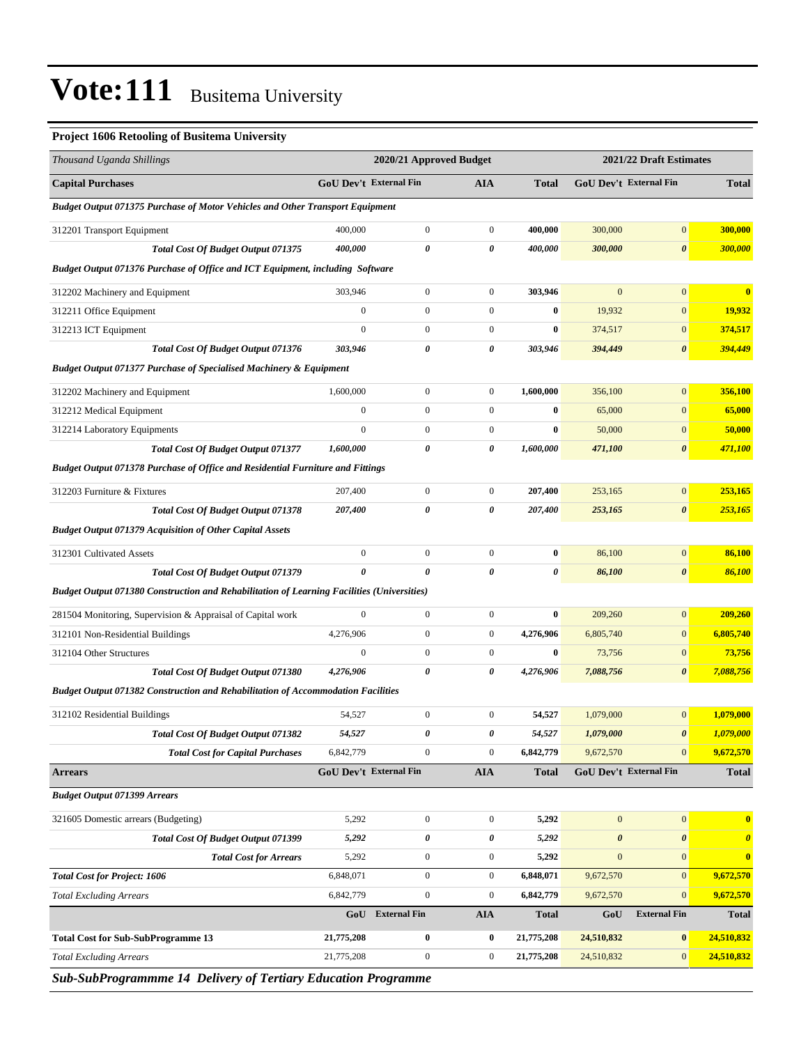# Vote:111 Busitema University

**Project 1606 Retooling of Busitema University**

| *Thousand Uganda Shillings* | 2020/21 Approved Budget | | | | 2021/22 Draft Estimates | | |
|---|---|---|---|---|---|---|---|
| **Capital Purchases** | **GoU Dev't** | **External Fin** | **AIA** | **Total** | **GoU Dev't** | **External Fin** | **Total** |
| ***Budget Output 071375 Purchase of Motor Vehicles and Other Transport Equipment*** | | | | | | | |
| 312201 Transport Equipment | 400,000 | 0 | 0 | **400,000** | 300,000 | 0 | **300,000** |
| ***Total Cost Of Budget Output 071375*** | ***400,000*** | ***0*** | ***0*** | ***400,000*** | ***300,000*** | ***0*** | ***300,000*** |
| ***Budget Output 071376 Purchase of Office and ICT Equipment, including Software*** | | | | | | | |
| 312202 Machinery and Equipment | 303,946 | 0 | 0 | **303,946** | 0 | 0 | **0** |
| 312211 Office Equipment | 0 | 0 | 0 | **0** | 19,932 | 0 | **19,932** |
| 312213 ICT Equipment | 0 | 0 | 0 | **0** | 374,517 | 0 | **374,517** |
| ***Total Cost Of Budget Output 071376*** | ***303,946*** | ***0*** | ***0*** | ***303,946*** | ***394,449*** | ***0*** | ***394,449*** |
| ***Budget Output 071377 Purchase of Specialised Machinery & Equipment*** | | | | | | | |
| 312202 Machinery and Equipment | 1,600,000 | 0 | 0 | **1,600,000** | 356,100 | 0 | **356,100** |
| 312212 Medical Equipment | 0 | 0 | 0 | **0** | 65,000 | 0 | **65,000** |
| 312214 Laboratory Equipments | 0 | 0 | 0 | **0** | 50,000 | 0 | **50,000** |
| ***Total Cost Of Budget Output 071377*** | ***1,600,000*** | ***0*** | ***0*** | ***1,600,000*** | ***471,100*** | ***0*** | ***471,100*** |
| ***Budget Output 071378 Purchase of Office and Residential Furniture and Fittings*** | | | | | | | |
| 312203 Furniture & Fixtures | 207,400 | 0 | 0 | **207,400** | 253,165 | 0 | **253,165** |
| ***Total Cost Of Budget Output 071378*** | ***207,400*** | ***0*** | ***0*** | ***207,400*** | ***253,165*** | ***0*** | ***253,165*** |
| ***Budget Output 071379 Acquisition of Other Capital Assets*** | | | | | | | |
| 312301 Cultivated Assets | 0 | 0 | 0 | **0** | 86,100 | 0 | **86,100** |
| ***Total Cost Of Budget Output 071379*** | ***0*** | ***0*** | ***0*** | ***0*** | ***86,100*** | ***0*** | ***86,100*** |
| ***Budget Output 071380 Construction and Rehabilitation of Learning Facilities (Universities)*** | | | | | | | |
| 281504 Monitoring, Supervision & Appraisal of Capital work | 0 | 0 | 0 | **0** | 209,260 | 0 | **209,260** |
| 312101 Non-Residential Buildings | 4,276,906 | 0 | 0 | **4,276,906** | 6,805,740 | 0 | **6,805,740** |
| 312104 Other Structures | 0 | 0 | 0 | **0** | 73,756 | 0 | **73,756** |
| ***Total Cost Of Budget Output 071380*** | ***4,276,906*** | ***0*** | ***0*** | ***4,276,906*** | ***7,088,756*** | ***0*** | ***7,088,756*** |
| ***Budget Output 071382 Construction and Rehabilitation of Accommodation Facilities*** | | | | | | | |
| 312102 Residential Buildings | 54,527 | 0 | 0 | **54,527** | 1,079,000 | 0 | **1,079,000** |
| ***Total Cost Of Budget Output 071382*** | ***54,527*** | ***0*** | ***0*** | ***54,527*** | ***1,079,000*** | ***0*** | ***1,079,000*** |
| ***Total Cost for Capital Purchases*** | 6,842,779 | 0 | 0 | **6,842,779** | 9,672,570 | 0 | **9,672,570** |
| **Arrears** | **GoU Dev't** | **External Fin** | **AIA** | **Total** | **GoU Dev't** | **External Fin** | **Total** |
| ***Budget Output 071399 Arrears*** | | | | | | | |
| 321605 Domestic arrears (Budgeting) | 5,292 | 0 | 0 | **5,292** | 0 | 0 | **0** |
| ***Total Cost Of Budget Output 071399*** | ***5,292*** | ***0*** | ***0*** | ***5,292*** | ***0*** | ***0*** | ***0*** |
| ***Total Cost for Arrears*** | 5,292 | 0 | 0 | **5,292** | 0 | 0 | **0** |
| ***Total Cost for Project: 1606*** | 6,848,071 | 0 | 0 | **6,848,071** | 9,672,570 | 0 | **9,672,570** |
| *Total Excluding Arrears* | 6,842,779 | 0 | 0 | **6,842,779** | 9,672,570 | 0 | **9,672,570** |
| | **GoU** | **External Fin** | **AIA** | **Total** | **GoU** | **External Fin** | **Total** |
| **Total Cost for Sub-SubProgramme 13** | **21,775,208** | **0** | **0** | **21,775,208** | **24,510,832** | **0** | **24,510,832** |
| *Total Excluding Arrears* | 21,775,208 | 0 | 0 | **21,775,208** | 24,510,832 | 0 | **24,510,832** |

***Sub-SubProgrammme 14 Delivery of Tertiary Education Programme***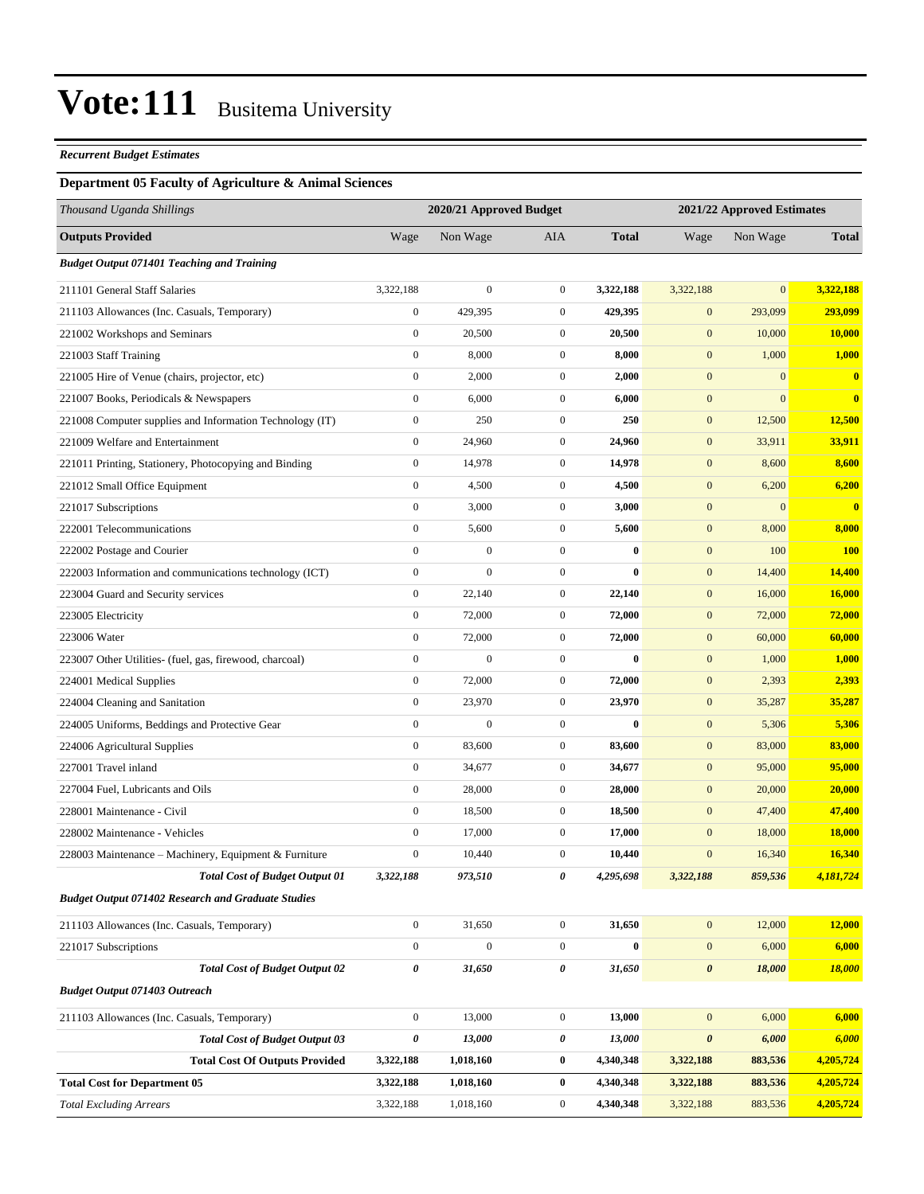# Vote:111 Busitema University

***Recurrent Budget Estimates***

### Department 05 Faculty of Agriculture & Animal Sciences

| *Thousand Uganda Shillings* | 2020/21 Approved Budget | | | | 2021/22 Approved Estimates | | |
|---|---|---|---|---|---|---|---|
| **Outputs Provided** | Wage | Non Wage | AIA | **Total** | Wage | Non Wage | **Total** |
| ***Budget Output 071401 Teaching and Training*** | | | | | | | |
| 211101 General Staff Salaries | 3,322,188 | 0 | 0 | **3,322,188** | 3,322,188 | 0 | **3,322,188** |
| 211103 Allowances (Inc. Casuals, Temporary) | 0 | 429,395 | 0 | **429,395** | 0 | 293,099 | **293,099** |
| 221002 Workshops and Seminars | 0 | 20,500 | 0 | **20,500** | 0 | 10,000 | **10,000** |
| 221003 Staff Training | 0 | 8,000 | 0 | **8,000** | 0 | 1,000 | **1,000** |
| 221005 Hire of Venue (chairs, projector, etc) | 0 | 2,000 | 0 | **2,000** | 0 | 0 | **0** |
| 221007 Books, Periodicals & Newspapers | 0 | 6,000 | 0 | **6,000** | 0 | 0 | **0** |
| 221008 Computer supplies and Information Technology (IT) | 0 | 250 | 0 | **250** | 0 | 12,500 | **12,500** |
| 221009 Welfare and Entertainment | 0 | 24,960 | 0 | **24,960** | 0 | 33,911 | **33,911** |
| 221011 Printing, Stationery, Photocopying and Binding | 0 | 14,978 | 0 | **14,978** | 0 | 8,600 | **8,600** |
| 221012 Small Office Equipment | 0 | 4,500 | 0 | **4,500** | 0 | 6,200 | **6,200** |
| 221017 Subscriptions | 0 | 3,000 | 0 | **3,000** | 0 | 0 | **0** |
| 222001 Telecommunications | 0 | 5,600 | 0 | **5,600** | 0 | 8,000 | **8,000** |
| 222002 Postage and Courier | 0 | 0 | 0 | **0** | 0 | 100 | **100** |
| 222003 Information and communications technology (ICT) | 0 | 0 | 0 | **0** | 0 | 14,400 | **14,400** |
| 223004 Guard and Security services | 0 | 22,140 | 0 | **22,140** | 0 | 16,000 | **16,000** |
| 223005 Electricity | 0 | 72,000 | 0 | **72,000** | 0 | 72,000 | **72,000** |
| 223006 Water | 0 | 72,000 | 0 | **72,000** | 0 | 60,000 | **60,000** |
| 223007 Other Utilities- (fuel, gas, firewood, charcoal) | 0 | 0 | 0 | **0** | 0 | 1,000 | **1,000** |
| 224001 Medical Supplies | 0 | 72,000 | 0 | **72,000** | 0 | 2,393 | **2,393** |
| 224004 Cleaning and Sanitation | 0 | 23,970 | 0 | **23,970** | 0 | 35,287 | **35,287** |
| 224005 Uniforms, Beddings and Protective Gear | 0 | 0 | 0 | **0** | 0 | 5,306 | **5,306** |
| 224006 Agricultural Supplies | 0 | 83,600 | 0 | **83,600** | 0 | 83,000 | **83,000** |
| 227001 Travel inland | 0 | 34,677 | 0 | **34,677** | 0 | 95,000 | **95,000** |
| 227004 Fuel, Lubricants and Oils | 0 | 28,000 | 0 | **28,000** | 0 | 20,000 | **20,000** |
| 228001 Maintenance - Civil | 0 | 18,500 | 0 | **18,500** | 0 | 47,400 | **47,400** |
| 228002 Maintenance - Vehicles | 0 | 17,000 | 0 | **17,000** | 0 | 18,000 | **18,000** |
| 228003 Maintenance – Machinery, Equipment & Furniture | 0 | 10,440 | 0 | **10,440** | 0 | 16,340 | **16,340** |
| ***Total Cost of Budget Output 01*** | ***3,322,188*** | ***973,510*** | ***0*** | ***4,295,698*** | ***3,322,188*** | ***859,536*** | ***4,181,724*** |
| ***Budget Output 071402 Research and Graduate Studies*** | | | | | | | |
| 211103 Allowances (Inc. Casuals, Temporary) | 0 | 31,650 | 0 | **31,650** | 0 | 12,000 | **12,000** |
| 221017 Subscriptions | 0 | 0 | 0 | **0** | 0 | 6,000 | **6,000** |
| ***Total Cost of Budget Output 02*** | ***0*** | ***31,650*** | ***0*** | ***31,650*** | ***0*** | ***18,000*** | ***18,000*** |
| ***Budget Output 071403 Outreach*** | | | | | | | |
| 211103 Allowances (Inc. Casuals, Temporary) | 0 | 13,000 | 0 | **13,000** | 0 | 6,000 | **6,000** |
| ***Total Cost of Budget Output 03*** | ***0*** | ***13,000*** | ***0*** | ***13,000*** | ***0*** | ***6,000*** | ***6,000*** |
| **Total Cost Of Outputs Provided** | **3,322,188** | **1,018,160** | **0** | **4,340,348** | **3,322,188** | **883,536** | **4,205,724** |
| **Total Cost for Department 05** | **3,322,188** | **1,018,160** | **0** | **4,340,348** | **3,322,188** | **883,536** | **4,205,724** |
| *Total Excluding Arrears* | 3,322,188 | 1,018,160 | 0 | **4,340,348** | 3,322,188 | 883,536 | **4,205,724** |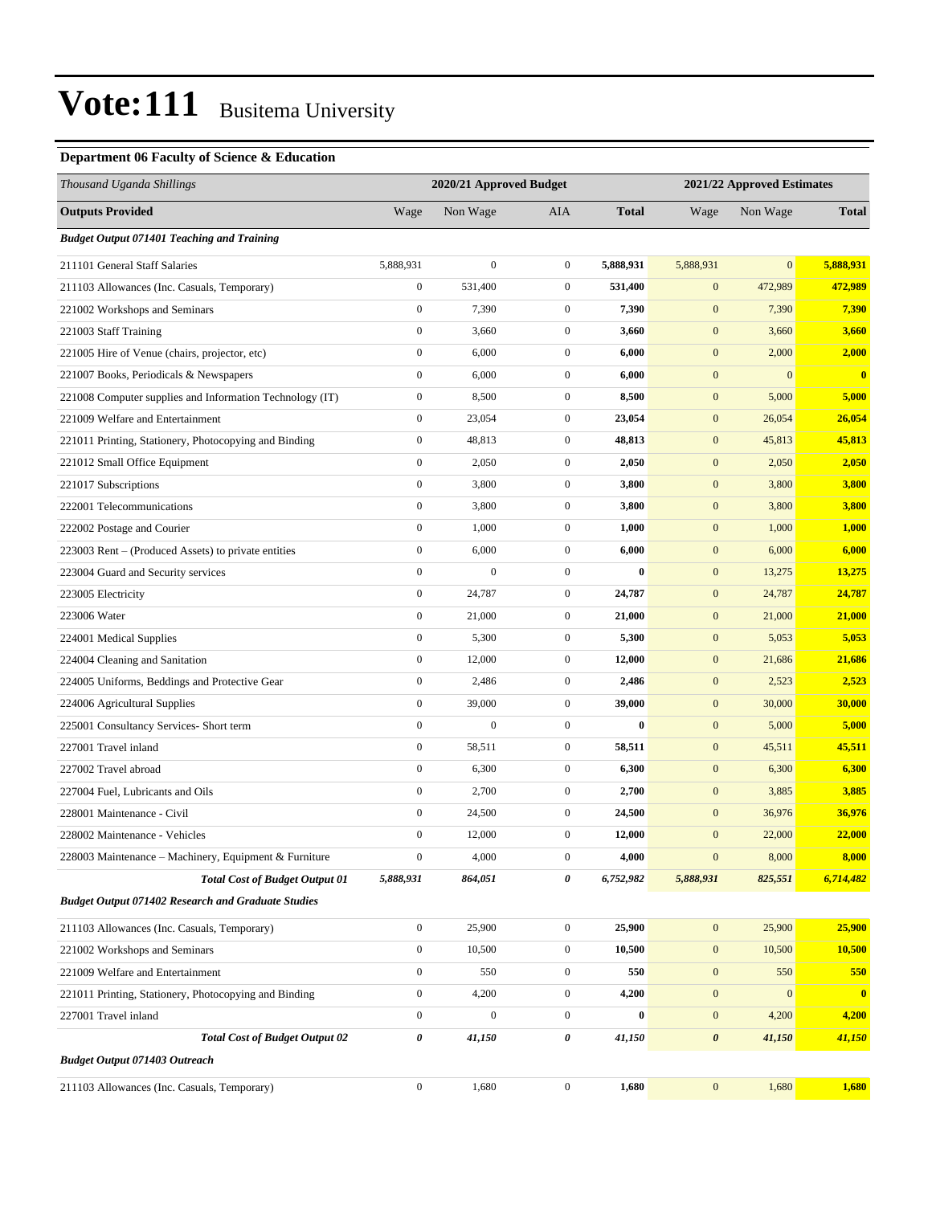# Vote:111 Busitema University

### Department 06 Faculty of Science & Education

| *Thousand Uganda Shillings* | 2020/21 Approved Budget | | | | 2021/22 Approved Estimates | | |
|---|---|---|---|---|---|---|---|
| **Outputs Provided** | Wage | Non Wage | AIA | **Total** | Wage | Non Wage | **Total** |
| ***Budget Output 071401 Teaching and Training*** | | | | | | | |
| 211101 General Staff Salaries | 5,888,931 | 0 | 0 | **5,888,931** | 5,888,931 | 0 | **5,888,931** |
| 211103 Allowances (Inc. Casuals, Temporary) | 0 | 531,400 | 0 | **531,400** | 0 | 472,989 | **472,989** |
| 221002 Workshops and Seminars | 0 | 7,390 | 0 | **7,390** | 0 | 7,390 | **7,390** |
| 221003 Staff Training | 0 | 3,660 | 0 | **3,660** | 0 | 3,660 | **3,660** |
| 221005 Hire of Venue (chairs, projector, etc) | 0 | 6,000 | 0 | **6,000** | 0 | 2,000 | **2,000** |
| 221007 Books, Periodicals & Newspapers | 0 | 6,000 | 0 | **6,000** | 0 | 0 | **0** |
| 221008 Computer supplies and Information Technology (IT) | 0 | 8,500 | 0 | **8,500** | 0 | 5,000 | **5,000** |
| 221009 Welfare and Entertainment | 0 | 23,054 | 0 | **23,054** | 0 | 26,054 | **26,054** |
| 221011 Printing, Stationery, Photocopying and Binding | 0 | 48,813 | 0 | **48,813** | 0 | 45,813 | **45,813** |
| 221012 Small Office Equipment | 0 | 2,050 | 0 | **2,050** | 0 | 2,050 | **2,050** |
| 221017 Subscriptions | 0 | 3,800 | 0 | **3,800** | 0 | 3,800 | **3,800** |
| 222001 Telecommunications | 0 | 3,800 | 0 | **3,800** | 0 | 3,800 | **3,800** |
| 222002 Postage and Courier | 0 | 1,000 | 0 | **1,000** | 0 | 1,000 | **1,000** |
| 223003 Rent – (Produced Assets) to private entities | 0 | 6,000 | 0 | **6,000** | 0 | 6,000 | **6,000** |
| 223004 Guard and Security services | 0 | 0 | 0 | **0** | 0 | 13,275 | **13,275** |
| 223005 Electricity | 0 | 24,787 | 0 | **24,787** | 0 | 24,787 | **24,787** |
| 223006 Water | 0 | 21,000 | 0 | **21,000** | 0 | 21,000 | **21,000** |
| 224001 Medical Supplies | 0 | 5,300 | 0 | **5,300** | 0 | 5,053 | **5,053** |
| 224004 Cleaning and Sanitation | 0 | 12,000 | 0 | **12,000** | 0 | 21,686 | **21,686** |
| 224005 Uniforms, Beddings and Protective Gear | 0 | 2,486 | 0 | **2,486** | 0 | 2,523 | **2,523** |
| 224006 Agricultural Supplies | 0 | 39,000 | 0 | **39,000** | 0 | 30,000 | **30,000** |
| 225001 Consultancy Services- Short term | 0 | 0 | 0 | **0** | 0 | 5,000 | **5,000** |
| 227001 Travel inland | 0 | 58,511 | 0 | **58,511** | 0 | 45,511 | **45,511** |
| 227002 Travel abroad | 0 | 6,300 | 0 | **6,300** | 0 | 6,300 | **6,300** |
| 227004 Fuel, Lubricants and Oils | 0 | 2,700 | 0 | **2,700** | 0 | 3,885 | **3,885** |
| 228001 Maintenance - Civil | 0 | 24,500 | 0 | **24,500** | 0 | 36,976 | **36,976** |
| 228002 Maintenance - Vehicles | 0 | 12,000 | 0 | **12,000** | 0 | 22,000 | **22,000** |
| 228003 Maintenance – Machinery, Equipment & Furniture | 0 | 4,000 | 0 | **4,000** | 0 | 8,000 | **8,000** |
| ***Total Cost of Budget Output 01*** | ***5,888,931*** | ***864,051*** | ***0*** | ***6,752,982*** | ***5,888,931*** | ***825,551*** | ***6,714,482*** |
| ***Budget Output 071402 Research and Graduate Studies*** | | | | | | | |
| 211103 Allowances (Inc. Casuals, Temporary) | 0 | 25,900 | 0 | **25,900** | 0 | 25,900 | **25,900** |
| 221002 Workshops and Seminars | 0 | 10,500 | 0 | **10,500** | 0 | 10,500 | **10,500** |
| 221009 Welfare and Entertainment | 0 | 550 | 0 | **550** | 0 | 550 | **550** |
| 221011 Printing, Stationery, Photocopying and Binding | 0 | 4,200 | 0 | **4,200** | 0 | 0 | **0** |
| 227001 Travel inland | 0 | 0 | 0 | **0** | 0 | 4,200 | **4,200** |
| ***Total Cost of Budget Output 02*** | ***0*** | ***41,150*** | ***0*** | ***41,150*** | ***0*** | ***41,150*** | ***41,150*** |
| ***Budget Output 071403 Outreach*** | | | | | | | |
| 211103 Allowances (Inc. Casuals, Temporary) | 0 | 1,680 | 0 | **1,680** | 0 | 1,680 | **1,680** |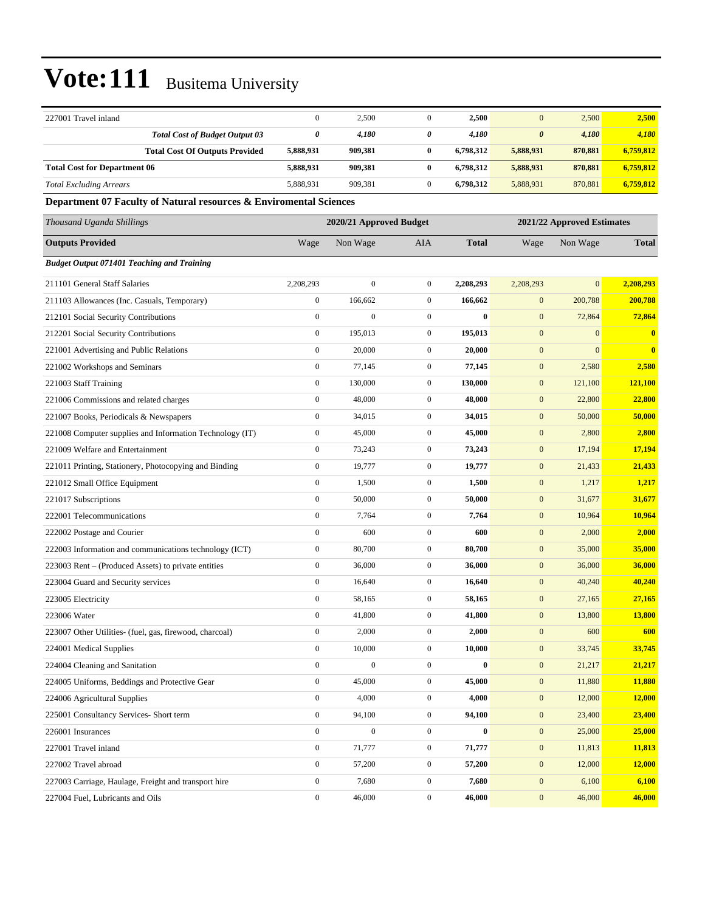# Vote:111 Busitema University

| | | | | | | | |
|---|---|---|---|---|---|---|---|
| 227001 Travel inland | 0 | 2,500 | 0 | **2,500** | 0 | 2,500 | **2,500** |
| ***Total Cost of Budget Output 03*** | ***0*** | ***4,180*** | ***0*** | ***4,180*** | ***0*** | ***4,180*** | ***4,180*** |
| **Total Cost Of Outputs Provided** | **5,888,931** | **909,381** | **0** | **6,798,312** | **5,888,931** | **870,881** | **6,759,812** |
| **Total Cost for Department 06** | **5,888,931** | **909,381** | **0** | **6,798,312** | **5,888,931** | **870,881** | **6,759,812** |
| *Total Excluding Arrears* | 5,888,931 | 909,381 | 0 | **6,798,312** | 5,888,931 | 870,881 | **6,759,812** |

**Department 07 Faculty of Natural resources & Enviromental Sciences**

| *Thousand Uganda Shillings* | 2020/21 Approved Budget | | | | 2021/22 Approved Estimates | | |
|---|---|---|---|---|---|---|---|
| **Outputs Provided** | Wage | Non Wage | AIA | **Total** | Wage | Non Wage | **Total** |
| ***Budget Output 071401 Teaching and Training*** | | | | | | | |
| 211101 General Staff Salaries | 2,208,293 | 0 | 0 | **2,208,293** | 2,208,293 | 0 | **2,208,293** |
| 211103 Allowances (Inc. Casuals, Temporary) | 0 | 166,662 | 0 | **166,662** | 0 | 200,788 | **200,788** |
| 212101 Social Security Contributions | 0 | 0 | 0 | **0** | 0 | 72,864 | **72,864** |
| 212201 Social Security Contributions | 0 | 195,013 | 0 | **195,013** | 0 | 0 | **0** |
| 221001 Advertising and Public Relations | 0 | 20,000 | 0 | **20,000** | 0 | 0 | **0** |
| 221002 Workshops and Seminars | 0 | 77,145 | 0 | **77,145** | 0 | 2,580 | **2,580** |
| 221003 Staff Training | 0 | 130,000 | 0 | **130,000** | 0 | 121,100 | **121,100** |
| 221006 Commissions and related charges | 0 | 48,000 | 0 | **48,000** | 0 | 22,800 | **22,800** |
| 221007 Books, Periodicals & Newspapers | 0 | 34,015 | 0 | **34,015** | 0 | 50,000 | **50,000** |
| 221008 Computer supplies and Information Technology (IT) | 0 | 45,000 | 0 | **45,000** | 0 | 2,800 | **2,800** |
| 221009 Welfare and Entertainment | 0 | 73,243 | 0 | **73,243** | 0 | 17,194 | **17,194** |
| 221011 Printing, Stationery, Photocopying and Binding | 0 | 19,777 | 0 | **19,777** | 0 | 21,433 | **21,433** |
| 221012 Small Office Equipment | 0 | 1,500 | 0 | **1,500** | 0 | 1,217 | **1,217** |
| 221017 Subscriptions | 0 | 50,000 | 0 | **50,000** | 0 | 31,677 | **31,677** |
| 222001 Telecommunications | 0 | 7,764 | 0 | **7,764** | 0 | 10,964 | **10,964** |
| 222002 Postage and Courier | 0 | 600 | 0 | **600** | 0 | 2,000 | **2,000** |
| 222003 Information and communications technology (ICT) | 0 | 80,700 | 0 | **80,700** | 0 | 35,000 | **35,000** |
| 223003 Rent – (Produced Assets) to private entities | 0 | 36,000 | 0 | **36,000** | 0 | 36,000 | **36,000** |
| 223004 Guard and Security services | 0 | 16,640 | 0 | **16,640** | 0 | 40,240 | **40,240** |
| 223005 Electricity | 0 | 58,165 | 0 | **58,165** | 0 | 27,165 | **27,165** |
| 223006 Water | 0 | 41,800 | 0 | **41,800** | 0 | 13,800 | **13,800** |
| 223007 Other Utilities- (fuel, gas, firewood, charcoal) | 0 | 2,000 | 0 | **2,000** | 0 | 600 | **600** |
| 224001 Medical Supplies | 0 | 10,000 | 0 | **10,000** | 0 | 33,745 | **33,745** |
| 224004 Cleaning and Sanitation | 0 | 0 | 0 | **0** | 0 | 21,217 | **21,217** |
| 224005 Uniforms, Beddings and Protective Gear | 0 | 45,000 | 0 | **45,000** | 0 | 11,880 | **11,880** |
| 224006 Agricultural Supplies | 0 | 4,000 | 0 | **4,000** | 0 | 12,000 | **12,000** |
| 225001 Consultancy Services- Short term | 0 | 94,100 | 0 | **94,100** | 0 | 23,400 | **23,400** |
| 226001 Insurances | 0 | 0 | 0 | **0** | 0 | 25,000 | **25,000** |
| 227001 Travel inland | 0 | 71,777 | 0 | **71,777** | 0 | 11,813 | **11,813** |
| 227002 Travel abroad | 0 | 57,200 | 0 | **57,200** | 0 | 12,000 | **12,000** |
| 227003 Carriage, Haulage, Freight and transport hire | 0 | 7,680 | 0 | **7,680** | 0 | 6,100 | **6,100** |
| 227004 Fuel, Lubricants and Oils | 0 | 46,000 | 0 | **46,000** | 0 | 46,000 | **46,000** |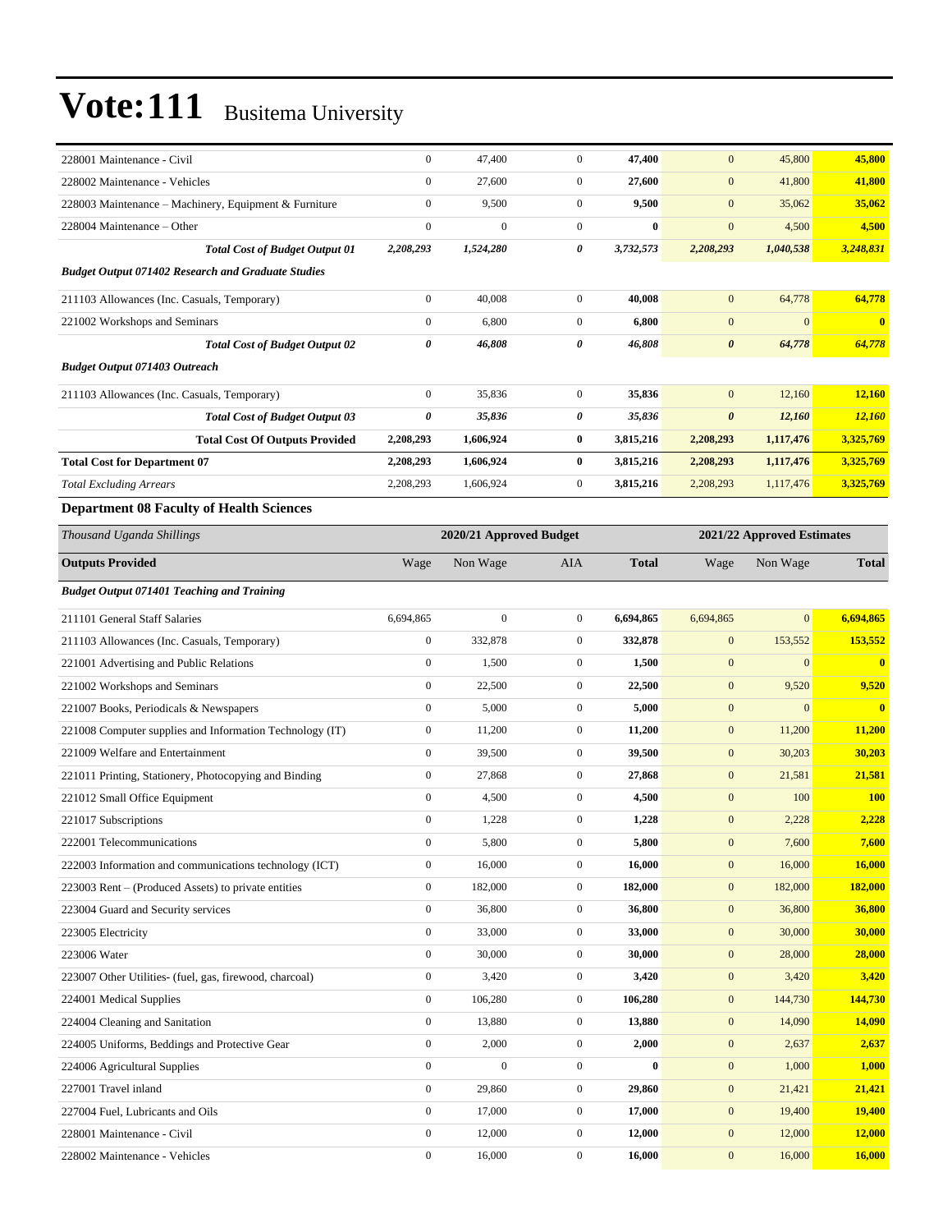| | | | | | | | |
|---|---|---|---|---|---|---|---|
| 228001 Maintenance - Civil | 0 | 47,400 | 0 | **47,400** | 0 | 45,800 | **45,800** |
| 228002 Maintenance - Vehicles | 0 | 27,600 | 0 | **27,600** | 0 | 41,800 | **41,800** |
| 228003 Maintenance – Machinery, Equipment & Furniture | 0 | 9,500 | 0 | **9,500** | 0 | 35,062 | **35,062** |
| 228004 Maintenance – Other | 0 | 0 | 0 | **0** | 0 | 4,500 | **4,500** |
| ***Total Cost of Budget Output 01*** | ***2,208,293*** | ***1,524,280*** | ***0*** | ***3,732,573*** | ***2,208,293*** | ***1,040,538*** | ***3,248,831*** |
| ***Budget Output 071402 Research and Graduate Studies*** | | | | | | | |
| 211103 Allowances (Inc. Casuals, Temporary) | 0 | 40,008 | 0 | **40,008** | 0 | 64,778 | **64,778** |
| 221002 Workshops and Seminars | 0 | 6,800 | 0 | **6,800** | 0 | 0 | **0** |
| ***Total Cost of Budget Output 02*** | ***0*** | ***46,808*** | ***0*** | ***46,808*** | ***0*** | ***64,778*** | ***64,778*** |
| ***Budget Output 071403 Outreach*** | | | | | | | |
| 211103 Allowances (Inc. Casuals, Temporary) | 0 | 35,836 | 0 | **35,836** | 0 | 12,160 | **12,160** |
| ***Total Cost of Budget Output 03*** | ***0*** | ***35,836*** | ***0*** | ***35,836*** | ***0*** | ***12,160*** | ***12,160*** |
| **Total Cost Of Outputs Provided** | **2,208,293** | **1,606,924** | **0** | **3,815,216** | **2,208,293** | **1,117,476** | **3,325,769** |
| **Total Cost for Department 07** | **2,208,293** | **1,606,924** | **0** | **3,815,216** | **2,208,293** | **1,117,476** | **3,325,769** |
| *Total Excluding Arrears* | 2,208,293 | 1,606,924 | 0 | **3,815,216** | 2,208,293 | 1,117,476 | **3,325,769** |

### Department 08 Faculty of Health Sciences

| *Thousand Uganda Shillings* | | **2020/21 Approved Budget** | | | | **2021/22 Approved Estimates** | |
|---|---|---|---|---|---|---|---|
| **Outputs Provided** | Wage | Non Wage | AIA | **Total** | Wage | Non Wage | **Total** |
| ***Budget Output 071401 Teaching and Training*** | | | | | | | |
| 211101 General Staff Salaries | 6,694,865 | 0 | 0 | **6,694,865** | 6,694,865 | 0 | **6,694,865** |
| 211103 Allowances (Inc. Casuals, Temporary) | 0 | 332,878 | 0 | **332,878** | 0 | 153,552 | **153,552** |
| 221001 Advertising and Public Relations | 0 | 1,500 | 0 | **1,500** | 0 | 0 | **0** |
| 221002 Workshops and Seminars | 0 | 22,500 | 0 | **22,500** | 0 | 9,520 | **9,520** |
| 221007 Books, Periodicals & Newspapers | 0 | 5,000 | 0 | **5,000** | 0 | 0 | **0** |
| 221008 Computer supplies and Information Technology (IT) | 0 | 11,200 | 0 | **11,200** | 0 | 11,200 | **11,200** |
| 221009 Welfare and Entertainment | 0 | 39,500 | 0 | **39,500** | 0 | 30,203 | **30,203** |
| 221011 Printing, Stationery, Photocopying and Binding | 0 | 27,868 | 0 | **27,868** | 0 | 21,581 | **21,581** |
| 221012 Small Office Equipment | 0 | 4,500 | 0 | **4,500** | 0 | 100 | **100** |
| 221017 Subscriptions | 0 | 1,228 | 0 | **1,228** | 0 | 2,228 | **2,228** |
| 222001 Telecommunications | 0 | 5,800 | 0 | **5,800** | 0 | 7,600 | **7,600** |
| 222003 Information and communications technology (ICT) | 0 | 16,000 | 0 | **16,000** | 0 | 16,000 | **16,000** |
| 223003 Rent – (Produced Assets) to private entities | 0 | 182,000 | 0 | **182,000** | 0 | 182,000 | **182,000** |
| 223004 Guard and Security services | 0 | 36,800 | 0 | **36,800** | 0 | 36,800 | **36,800** |
| 223005 Electricity | 0 | 33,000 | 0 | **33,000** | 0 | 30,000 | **30,000** |
| 223006 Water | 0 | 30,000 | 0 | **30,000** | 0 | 28,000 | **28,000** |
| 223007 Other Utilities- (fuel, gas, firewood, charcoal) | 0 | 3,420 | 0 | **3,420** | 0 | 3,420 | **3,420** |
| 224001 Medical Supplies | 0 | 106,280 | 0 | **106,280** | 0 | 144,730 | **144,730** |
| 224004 Cleaning and Sanitation | 0 | 13,880 | 0 | **13,880** | 0 | 14,090 | **14,090** |
| 224005 Uniforms, Beddings and Protective Gear | 0 | 2,000 | 0 | **2,000** | 0 | 2,637 | **2,637** |
| 224006 Agricultural Supplies | 0 | 0 | 0 | **0** | 0 | 1,000 | **1,000** |
| 227001 Travel inland | 0 | 29,860 | 0 | **29,860** | 0 | 21,421 | **21,421** |
| 227004 Fuel, Lubricants and Oils | 0 | 17,000 | 0 | **17,000** | 0 | 19,400 | **19,400** |
| 228001 Maintenance - Civil | 0 | 12,000 | 0 | **12,000** | 0 | 12,000 | **12,000** |
| 228002 Maintenance - Vehicles | 0 | 16,000 | 0 | **16,000** | 0 | 16,000 | **16,000** |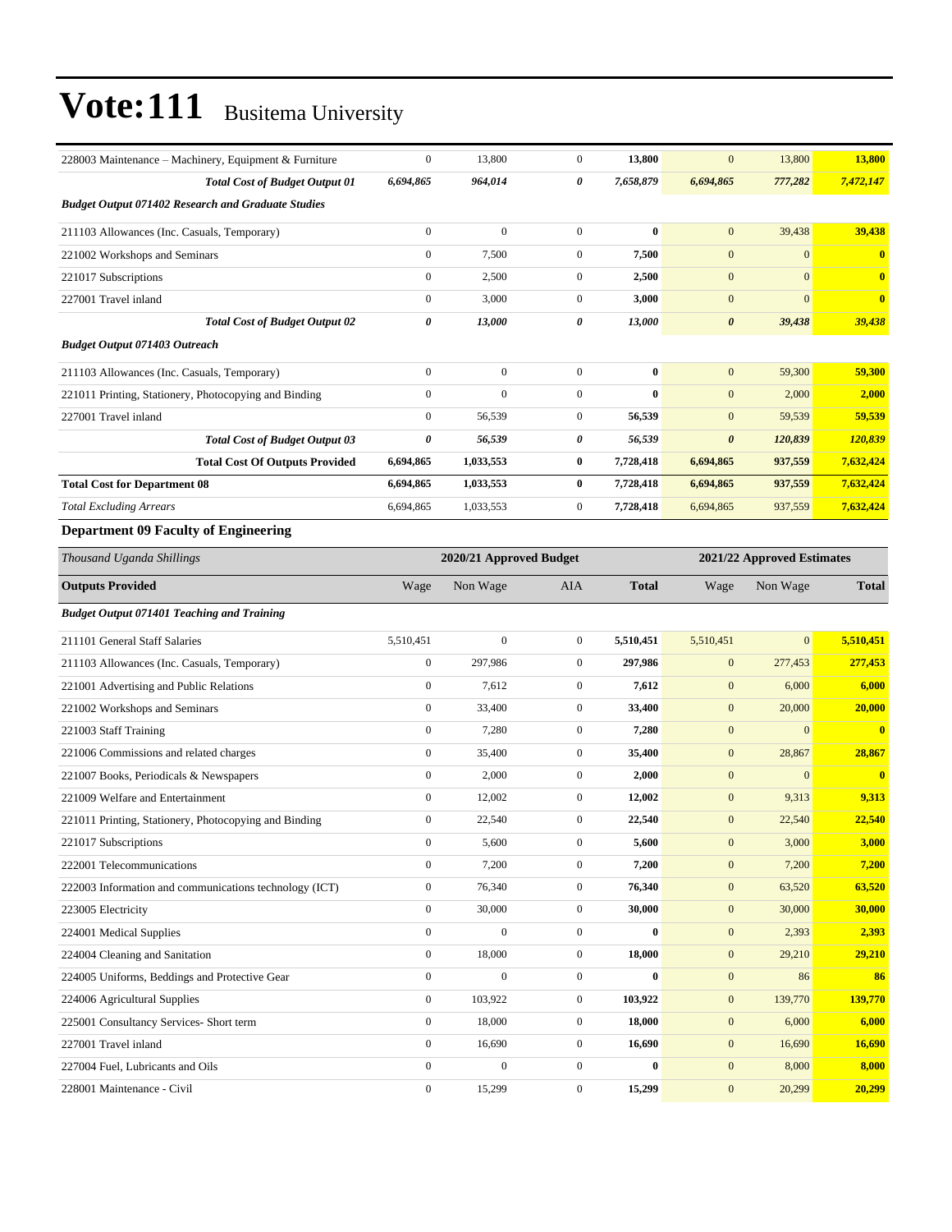# Vote:111 Busitema University

| | | | | | | | |
|---|---|---|---|---|---|---|---|
| 228003 Maintenance – Machinery, Equipment & Furniture | 0 | 13,800 | 0 | **13,800** | 0 | 13,800 | **13,800** |
| ***Total Cost of Budget Output 01*** | ***6,694,865*** | ***964,014*** | ***0*** | ***7,658,879*** | ***6,694,865*** | ***777,282*** | ***7,472,147*** |
| ***Budget Output 071402 Research and Graduate Studies*** | | | | | | | |
| 211103 Allowances (Inc. Casuals, Temporary) | 0 | 0 | 0 | **0** | 0 | 39,438 | **39,438** |
| 221002 Workshops and Seminars | 0 | 7,500 | 0 | **7,500** | 0 | 0 | **0** |
| 221017 Subscriptions | 0 | 2,500 | 0 | **2,500** | 0 | 0 | **0** |
| 227001 Travel inland | 0 | 3,000 | 0 | **3,000** | 0 | 0 | **0** |
| ***Total Cost of Budget Output 02*** | ***0*** | ***13,000*** | ***0*** | ***13,000*** | ***0*** | ***39,438*** | ***39,438*** |
| ***Budget Output 071403 Outreach*** | | | | | | | |
| 211103 Allowances (Inc. Casuals, Temporary) | 0 | 0 | 0 | **0** | 0 | 59,300 | **59,300** |
| 221011 Printing, Stationery, Photocopying and Binding | 0 | 0 | 0 | **0** | 0 | 2,000 | **2,000** |
| 227001 Travel inland | 0 | 56,539 | 0 | **56,539** | 0 | 59,539 | **59,539** |
| ***Total Cost of Budget Output 03*** | ***0*** | ***56,539*** | ***0*** | ***56,539*** | ***0*** | ***120,839*** | ***120,839*** |
| **Total Cost Of Outputs Provided** | **6,694,865** | **1,033,553** | **0** | **7,728,418** | **6,694,865** | **937,559** | **7,632,424** |
| **Total Cost for Department 08** | **6,694,865** | **1,033,553** | **0** | **7,728,418** | **6,694,865** | **937,559** | **7,632,424** |
| *Total Excluding Arrears* | 6,694,865 | 1,033,553 | 0 | **7,728,418** | 6,694,865 | 937,559 | **7,632,424** |

**Department 09 Faculty of Engineering**

| *Thousand Uganda Shillings* | | 2020/21 Approved Budget | | | | 2021/22 Approved Estimates | |
|---|---|---|---|---|---|---|---|
| **Outputs Provided** | Wage | Non Wage | AIA | **Total** | Wage | Non Wage | **Total** |
| ***Budget Output 071401 Teaching and Training*** | | | | | | | |
| 211101 General Staff Salaries | 5,510,451 | 0 | 0 | **5,510,451** | 5,510,451 | 0 | **5,510,451** |
| 211103 Allowances (Inc. Casuals, Temporary) | 0 | 297,986 | 0 | **297,986** | 0 | 277,453 | **277,453** |
| 221001 Advertising and Public Relations | 0 | 7,612 | 0 | **7,612** | 0 | 6,000 | **6,000** |
| 221002 Workshops and Seminars | 0 | 33,400 | 0 | **33,400** | 0 | 20,000 | **20,000** |
| 221003 Staff Training | 0 | 7,280 | 0 | **7,280** | 0 | 0 | **0** |
| 221006 Commissions and related charges | 0 | 35,400 | 0 | **35,400** | 0 | 28,867 | **28,867** |
| 221007 Books, Periodicals & Newspapers | 0 | 2,000 | 0 | **2,000** | 0 | 0 | **0** |
| 221009 Welfare and Entertainment | 0 | 12,002 | 0 | **12,002** | 0 | 9,313 | **9,313** |
| 221011 Printing, Stationery, Photocopying and Binding | 0 | 22,540 | 0 | **22,540** | 0 | 22,540 | **22,540** |
| 221017 Subscriptions | 0 | 5,600 | 0 | **5,600** | 0 | 3,000 | **3,000** |
| 222001 Telecommunications | 0 | 7,200 | 0 | **7,200** | 0 | 7,200 | **7,200** |
| 222003 Information and communications technology (ICT) | 0 | 76,340 | 0 | **76,340** | 0 | 63,520 | **63,520** |
| 223005 Electricity | 0 | 30,000 | 0 | **30,000** | 0 | 30,000 | **30,000** |
| 224001 Medical Supplies | 0 | 0 | 0 | **0** | 0 | 2,393 | **2,393** |
| 224004 Cleaning and Sanitation | 0 | 18,000 | 0 | **18,000** | 0 | 29,210 | **29,210** |
| 224005 Uniforms, Beddings and Protective Gear | 0 | 0 | 0 | **0** | 0 | 86 | **86** |
| 224006 Agricultural Supplies | 0 | 103,922 | 0 | **103,922** | 0 | 139,770 | **139,770** |
| 225001 Consultancy Services- Short term | 0 | 18,000 | 0 | **18,000** | 0 | 6,000 | **6,000** |
| 227001 Travel inland | 0 | 16,690 | 0 | **16,690** | 0 | 16,690 | **16,690** |
| 227004 Fuel, Lubricants and Oils | 0 | 0 | 0 | **0** | 0 | 8,000 | **8,000** |
| 228001 Maintenance - Civil | 0 | 15,299 | 0 | **15,299** | 0 | 20,299 | **20,299** |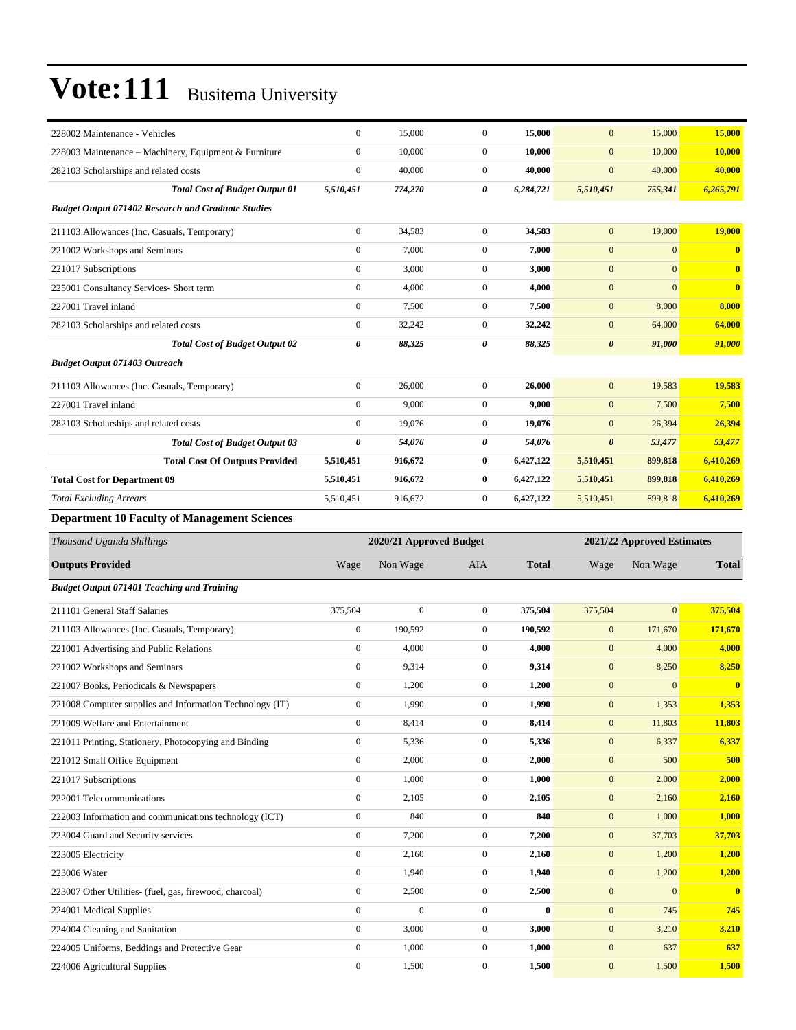# Vote:111 Busitema University

| | | | | | | | |
|---|---|---|---|---|---|---|---|
| 228002 Maintenance - Vehicles | 0 | 15,000 | 0 | **15,000** | 0 | 15,000 | **15,000** |
| 228003 Maintenance – Machinery, Equipment & Furniture | 0 | 10,000 | 0 | **10,000** | 0 | 10,000 | **10,000** |
| 282103 Scholarships and related costs | 0 | 40,000 | 0 | **40,000** | 0 | 40,000 | **40,000** |
| ***Total Cost of Budget Output 01*** | ***5,510,451*** | ***774,270*** | ***0*** | ***6,284,721*** | ***5,510,451*** | ***755,341*** | ***6,265,791*** |
| ***Budget Output 071402 Research and Graduate Studies*** | | | | | | | |
| 211103 Allowances (Inc. Casuals, Temporary) | 0 | 34,583 | 0 | **34,583** | 0 | 19,000 | **19,000** |
| 221002 Workshops and Seminars | 0 | 7,000 | 0 | **7,000** | 0 | 0 | **0** |
| 221017 Subscriptions | 0 | 3,000 | 0 | **3,000** | 0 | 0 | **0** |
| 225001 Consultancy Services- Short term | 0 | 4,000 | 0 | **4,000** | 0 | 0 | **0** |
| 227001 Travel inland | 0 | 7,500 | 0 | **7,500** | 0 | 8,000 | **8,000** |
| 282103 Scholarships and related costs | 0 | 32,242 | 0 | **32,242** | 0 | 64,000 | **64,000** |
| ***Total Cost of Budget Output 02*** | ***0*** | ***88,325*** | ***0*** | ***88,325*** | ***0*** | ***91,000*** | ***91,000*** |
| ***Budget Output 071403 Outreach*** | | | | | | | |
| 211103 Allowances (Inc. Casuals, Temporary) | 0 | 26,000 | 0 | **26,000** | 0 | 19,583 | **19,583** |
| 227001 Travel inland | 0 | 9,000 | 0 | **9,000** | 0 | 7,500 | **7,500** |
| 282103 Scholarships and related costs | 0 | 19,076 | 0 | **19,076** | 0 | 26,394 | **26,394** |
| ***Total Cost of Budget Output 03*** | ***0*** | ***54,076*** | ***0*** | ***54,076*** | ***0*** | ***53,477*** | ***53,477*** |
| **Total Cost Of Outputs Provided** | **5,510,451** | **916,672** | **0** | **6,427,122** | **5,510,451** | **899,818** | **6,410,269** |
| **Total Cost for Department 09** | **5,510,451** | **916,672** | **0** | **6,427,122** | **5,510,451** | **899,818** | **6,410,269** |
| *Total Excluding Arrears* | 5,510,451 | 916,672 | 0 | **6,427,122** | 5,510,451 | 899,818 | **6,410,269** |

### Department 10 Faculty of Management Sciences

| *Thousand Uganda Shillings* | 2020/21 Approved Budget | | | | 2021/22 Approved Estimates | | |
|---|---|---|---|---|---|---|---|
| **Outputs Provided** | Wage | Non Wage | AIA | **Total** | Wage | Non Wage | **Total** |
| ***Budget Output 071401 Teaching and Training*** | | | | | | | |
| 211101 General Staff Salaries | 375,504 | 0 | 0 | **375,504** | 375,504 | 0 | **375,504** |
| 211103 Allowances (Inc. Casuals, Temporary) | 0 | 190,592 | 0 | **190,592** | 0 | 171,670 | **171,670** |
| 221001 Advertising and Public Relations | 0 | 4,000 | 0 | **4,000** | 0 | 4,000 | **4,000** |
| 221002 Workshops and Seminars | 0 | 9,314 | 0 | **9,314** | 0 | 8,250 | **8,250** |
| 221007 Books, Periodicals & Newspapers | 0 | 1,200 | 0 | **1,200** | 0 | 0 | **0** |
| 221008 Computer supplies and Information Technology (IT) | 0 | 1,990 | 0 | **1,990** | 0 | 1,353 | **1,353** |
| 221009 Welfare and Entertainment | 0 | 8,414 | 0 | **8,414** | 0 | 11,803 | **11,803** |
| 221011 Printing, Stationery, Photocopying and Binding | 0 | 5,336 | 0 | **5,336** | 0 | 6,337 | **6,337** |
| 221012 Small Office Equipment | 0 | 2,000 | 0 | **2,000** | 0 | 500 | **500** |
| 221017 Subscriptions | 0 | 1,000 | 0 | **1,000** | 0 | 2,000 | **2,000** |
| 222001 Telecommunications | 0 | 2,105 | 0 | **2,105** | 0 | 2,160 | **2,160** |
| 222003 Information and communications technology (ICT) | 0 | 840 | 0 | **840** | 0 | 1,000 | **1,000** |
| 223004 Guard and Security services | 0 | 7,200 | 0 | **7,200** | 0 | 37,703 | **37,703** |
| 223005 Electricity | 0 | 2,160 | 0 | **2,160** | 0 | 1,200 | **1,200** |
| 223006 Water | 0 | 1,940 | 0 | **1,940** | 0 | 1,200 | **1,200** |
| 223007 Other Utilities- (fuel, gas, firewood, charcoal) | 0 | 2,500 | 0 | **2,500** | 0 | 0 | **0** |
| 224001 Medical Supplies | 0 | 0 | 0 | **0** | 0 | 745 | **745** |
| 224004 Cleaning and Sanitation | 0 | 3,000 | 0 | **3,000** | 0 | 3,210 | **3,210** |
| 224005 Uniforms, Beddings and Protective Gear | 0 | 1,000 | 0 | **1,000** | 0 | 637 | **637** |
| 224006 Agricultural Supplies | 0 | 1,500 | 0 | **1,500** | 0 | 1,500 | **1,500** |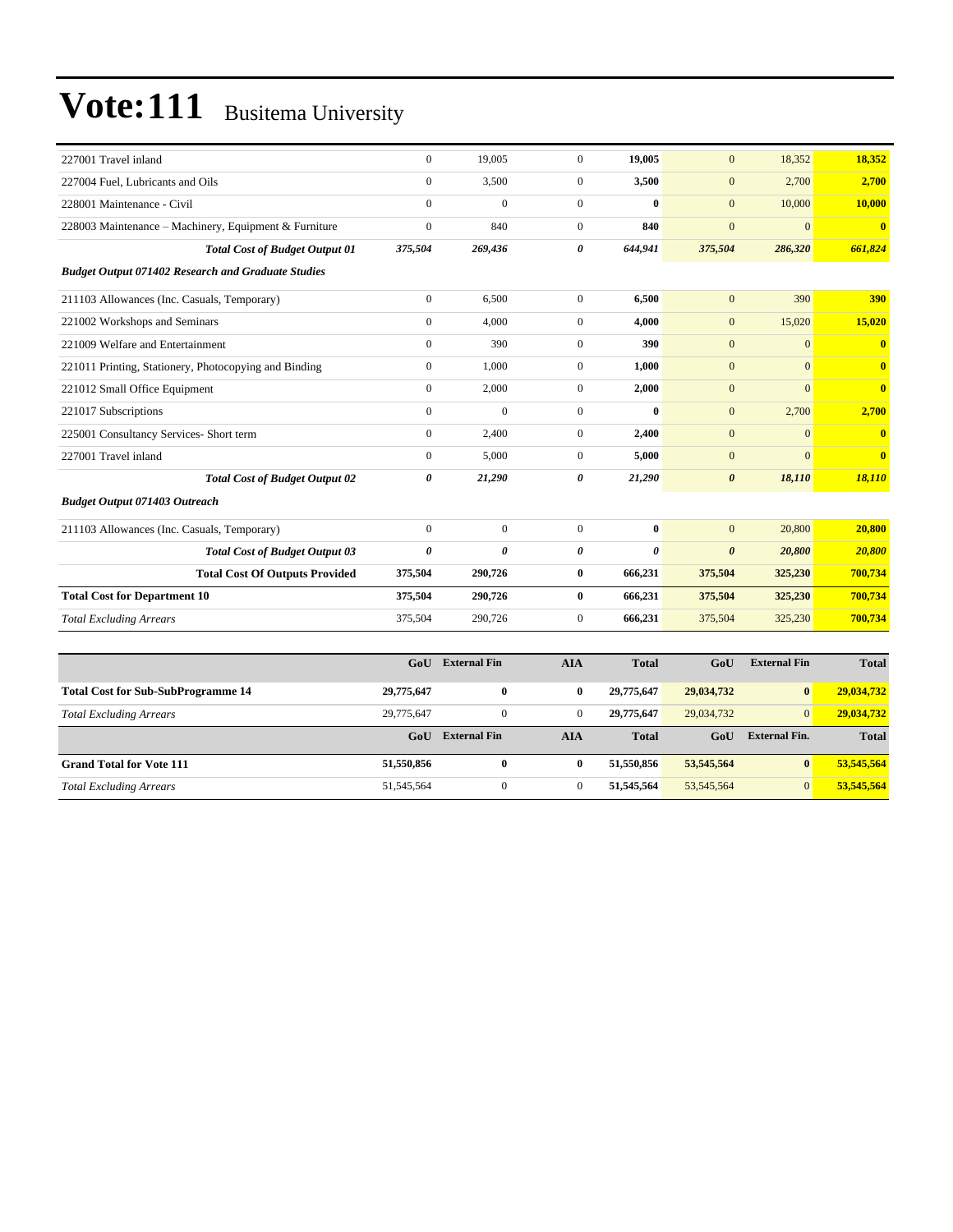# Vote:111 Busitema University

| | | | | | | | |
|---|---|---|---|---|---|---|---|
| 227001 Travel inland | 0 | 19,005 | 0 | **19,005** | 0 | 18,352 | **18,352** |
| 227004 Fuel, Lubricants and Oils | 0 | 3,500 | 0 | **3,500** | 0 | 2,700 | **2,700** |
| 228001 Maintenance - Civil | 0 | 0 | 0 | **0** | 0 | 10,000 | **10,000** |
| 228003 Maintenance – Machinery, Equipment & Furniture | 0 | 840 | 0 | **840** | 0 | 0 | **0** |
| ***Total Cost of Budget Output 01*** | ***375,504*** | ***269,436*** | ***0*** | ***644,941*** | ***375,504*** | ***286,320*** | ***661,824*** |
| ***Budget Output 071402 Research and Graduate Studies*** | | | | | | | |
| 211103 Allowances (Inc. Casuals, Temporary) | 0 | 6,500 | 0 | **6,500** | 0 | 390 | **390** |
| 221002 Workshops and Seminars | 0 | 4,000 | 0 | **4,000** | 0 | 15,020 | **15,020** |
| 221009 Welfare and Entertainment | 0 | 390 | 0 | **390** | 0 | 0 | **0** |
| 221011 Printing, Stationery, Photocopying and Binding | 0 | 1,000 | 0 | **1,000** | 0 | 0 | **0** |
| 221012 Small Office Equipment | 0 | 2,000 | 0 | **2,000** | 0 | 0 | **0** |
| 221017 Subscriptions | 0 | 0 | 0 | **0** | 0 | 2,700 | **2,700** |
| 225001 Consultancy Services- Short term | 0 | 2,400 | 0 | **2,400** | 0 | 0 | **0** |
| 227001 Travel inland | 0 | 5,000 | 0 | **5,000** | 0 | 0 | **0** |
| ***Total Cost of Budget Output 02*** | ***0*** | ***21,290*** | ***0*** | ***21,290*** | ***0*** | ***18,110*** | ***18,110*** |
| ***Budget Output 071403 Outreach*** | | | | | | | |
| 211103 Allowances (Inc. Casuals, Temporary) | 0 | 0 | 0 | **0** | 0 | 20,800 | **20,800** |
| ***Total Cost of Budget Output 03*** | ***0*** | ***0*** | ***0*** | ***0*** | ***0*** | ***20,800*** | ***20,800*** |
| **Total Cost Of Outputs Provided** | **375,504** | **290,726** | **0** | **666,231** | **375,504** | **325,230** | **700,734** |
| **Total Cost for Department 10** | **375,504** | **290,726** | **0** | **666,231** | **375,504** | **325,230** | **700,734** |
| *Total Excluding Arrears* | 375,504 | 290,726 | 0 | **666,231** | 375,504 | 325,230 | **700,734** |

| | GoU | External Fin | AIA | Total | GoU | External Fin | Total |
|---|---|---|---|---|---|---|---|
| **Total Cost for Sub-SubProgramme 14** | **29,775,647** | **0** | **0** | **29,775,647** | **29,034,732** | **0** | **29,034,732** |
| *Total Excluding Arrears* | 29,775,647 | 0 | 0 | **29,775,647** | 29,034,732 | 0 | **29,034,732** |
| | **GoU** | **External Fin** | **AIA** | **Total** | **GoU** | **External Fin.** | **Total** |
| **Grand Total for Vote 111** | **51,550,856** | **0** | **0** | **51,550,856** | **53,545,564** | **0** | **53,545,564** |
| *Total Excluding Arrears* | 51,545,564 | 0 | 0 | **51,545,564** | 53,545,564 | 0 | **53,545,564** |